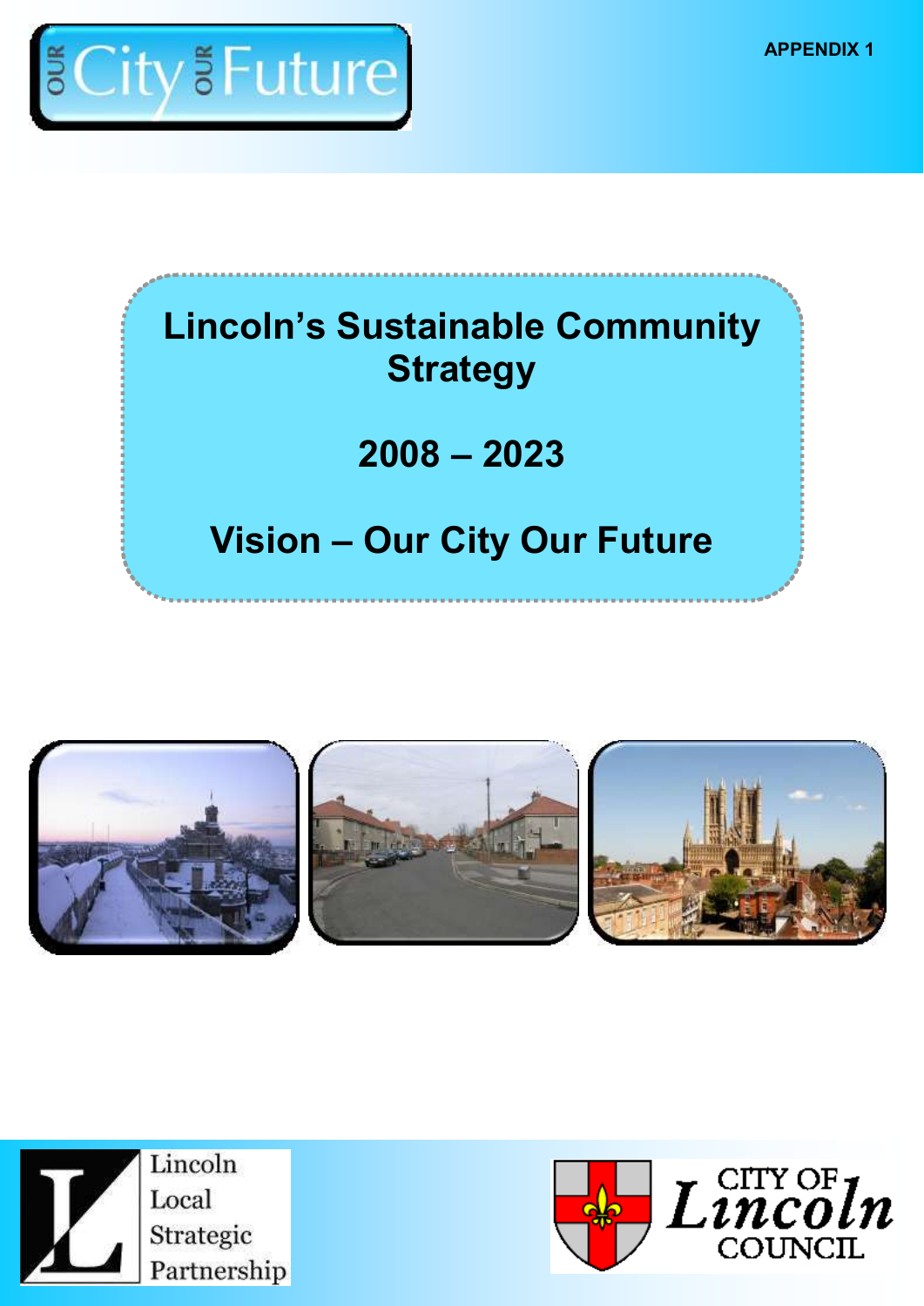APPENDIX 1

OUR City OUR Future

# Lincoln's Sustainable Community Strategy

## 2008 – 2023

## Vision – Our City Our Future

Lincoln Local Strategic Partnership

CITY OF Lincoln COUNCIL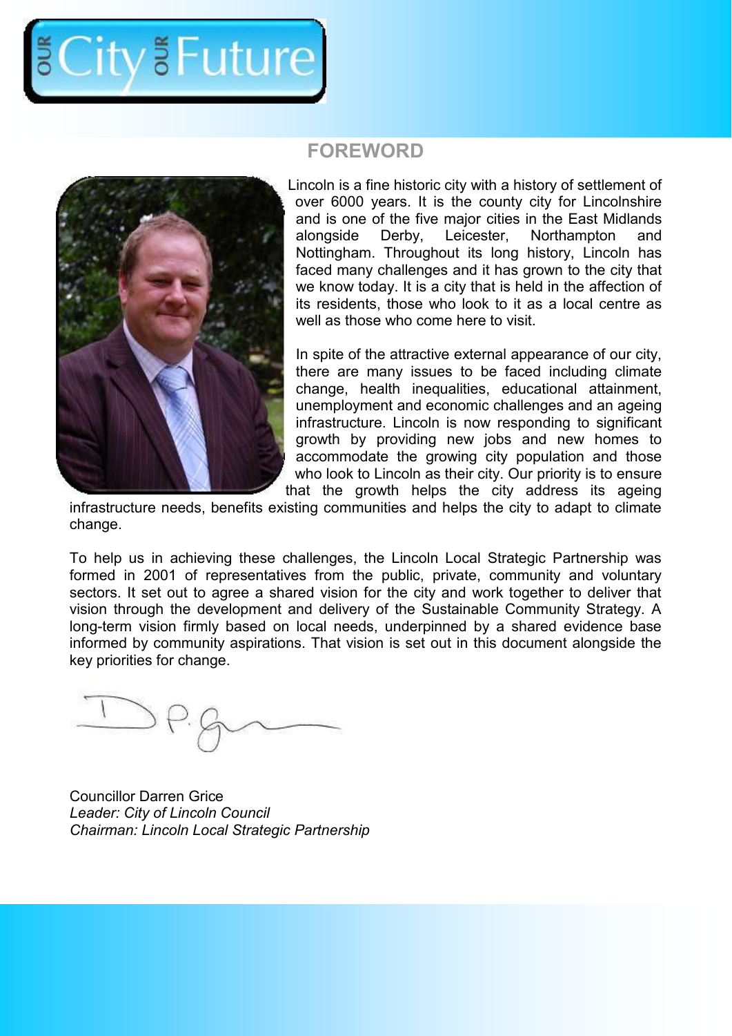## FOREWORD

Lincoln is a fine historic city with a history of settlement of over 6000 years. It is the county city for Lincolnshire and is one of the five major cities in the East Midlands alongside Derby, Leicester, Northampton and Nottingham. Throughout its long history, Lincoln has faced many challenges and it has grown to the city that we know today. It is a city that is held in the affection of its residents, those who look to it as a local centre as well as those who come here to visit.

In spite of the attractive external appearance of our city, there are many issues to be faced including climate change, health inequalities, educational attainment, unemployment and economic challenges and an ageing infrastructure. Lincoln is now responding to significant growth by providing new jobs and new homes to accommodate the growing city population and those who look to Lincoln as their city. Our priority is to ensure that the growth helps the city address its ageing infrastructure needs, benefits existing communities and helps the city to adapt to climate change.

To help us in achieving these challenges, the Lincoln Local Strategic Partnership was formed in 2001 of representatives from the public, private, community and voluntary sectors. It set out to agree a shared vision for the city and work together to deliver that vision through the development and delivery of the Sustainable Community Strategy. A long-term vision firmly based on local needs, underpinned by a shared evidence base informed by community aspirations. That vision is set out in this document alongside the key priorities for change.

Councillor Darren Grice
*Leader: City of Lincoln Council*
*Chairman: Lincoln Local Strategic Partnership*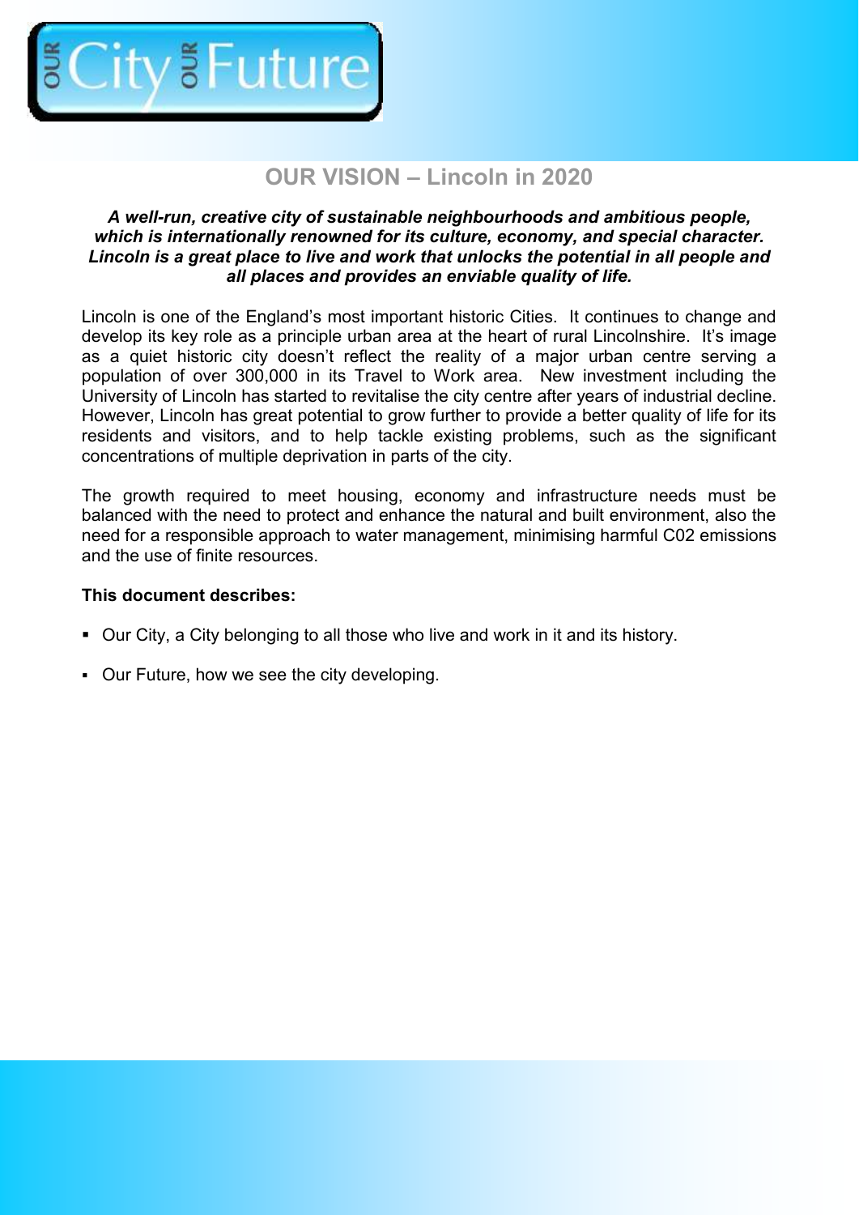# OUR VISION – Lincoln in 2020

***A well-run, creative city of sustainable neighbourhoods and ambitious people, which is internationally renowned for its culture, economy, and special character. Lincoln is a great place to live and work that unlocks the potential in all people and all places and provides an enviable quality of life.***

Lincoln is one of the England's most important historic Cities. It continues to change and develop its key role as a principle urban area at the heart of rural Lincolnshire. It's image as a quiet historic city doesn't reflect the reality of a major urban centre serving a population of over 300,000 in its Travel to Work area. New investment including the University of Lincoln has started to revitalise the city centre after years of industrial decline. However, Lincoln has great potential to grow further to provide a better quality of life for its residents and visitors, and to help tackle existing problems, such as the significant concentrations of multiple deprivation in parts of the city.

The growth required to meet housing, economy and infrastructure needs must be balanced with the need to protect and enhance the natural and built environment, also the need for a responsible approach to water management, minimising harmful C02 emissions and the use of finite resources.

**This document describes:**

- Our City, a City belonging to all those who live and work in it and its history.
- Our Future, how we see the city developing.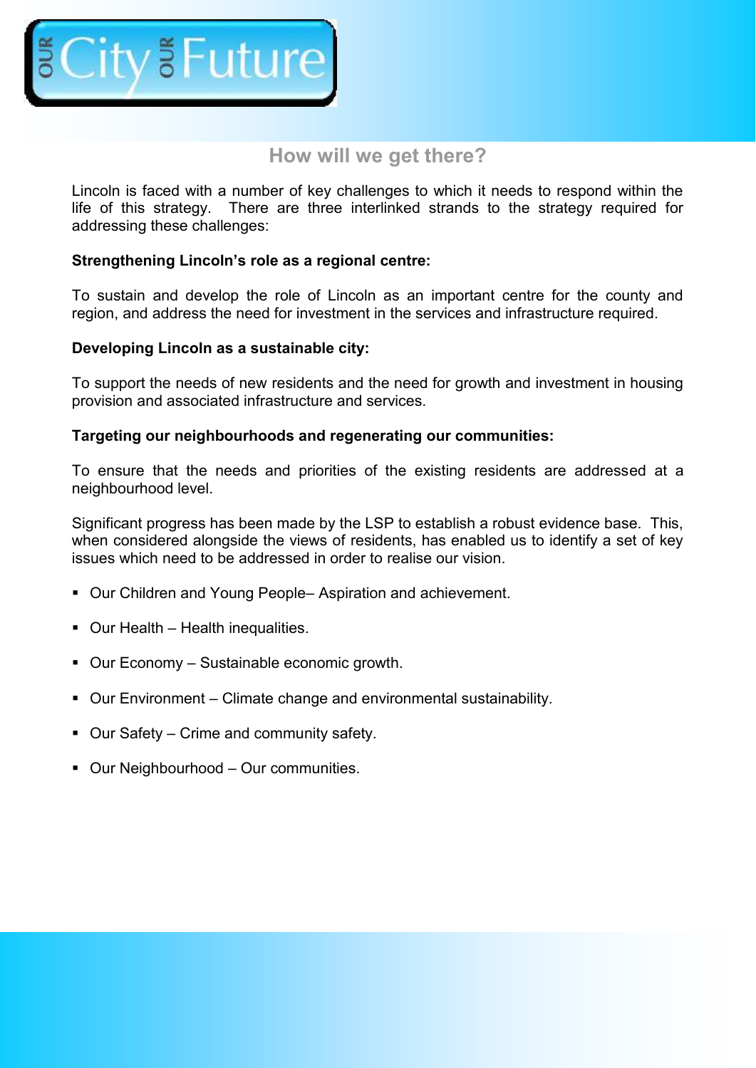## How will we get there?

Lincoln is faced with a number of key challenges to which it needs to respond within the life of this strategy. There are three interlinked strands to the strategy required for addressing these challenges:

**Strengthening Lincoln's role as a regional centre:**

To sustain and develop the role of Lincoln as an important centre for the county and region, and address the need for investment in the services and infrastructure required.

**Developing Lincoln as a sustainable city:**

To support the needs of new residents and the need for growth and investment in housing provision and associated infrastructure and services.

**Targeting our neighbourhoods and regenerating our communities:**

To ensure that the needs and priorities of the existing residents are addressed at a neighbourhood level.

Significant progress has been made by the LSP to establish a robust evidence base. This, when considered alongside the views of residents, has enabled us to identify a set of key issues which need to be addressed in order to realise our vision.

- Our Children and Young People– Aspiration and achievement.
- Our Health – Health inequalities.
- Our Economy – Sustainable economic growth.
- Our Environment – Climate change and environmental sustainability.
- Our Safety – Crime and community safety.
- Our Neighbourhood – Our communities.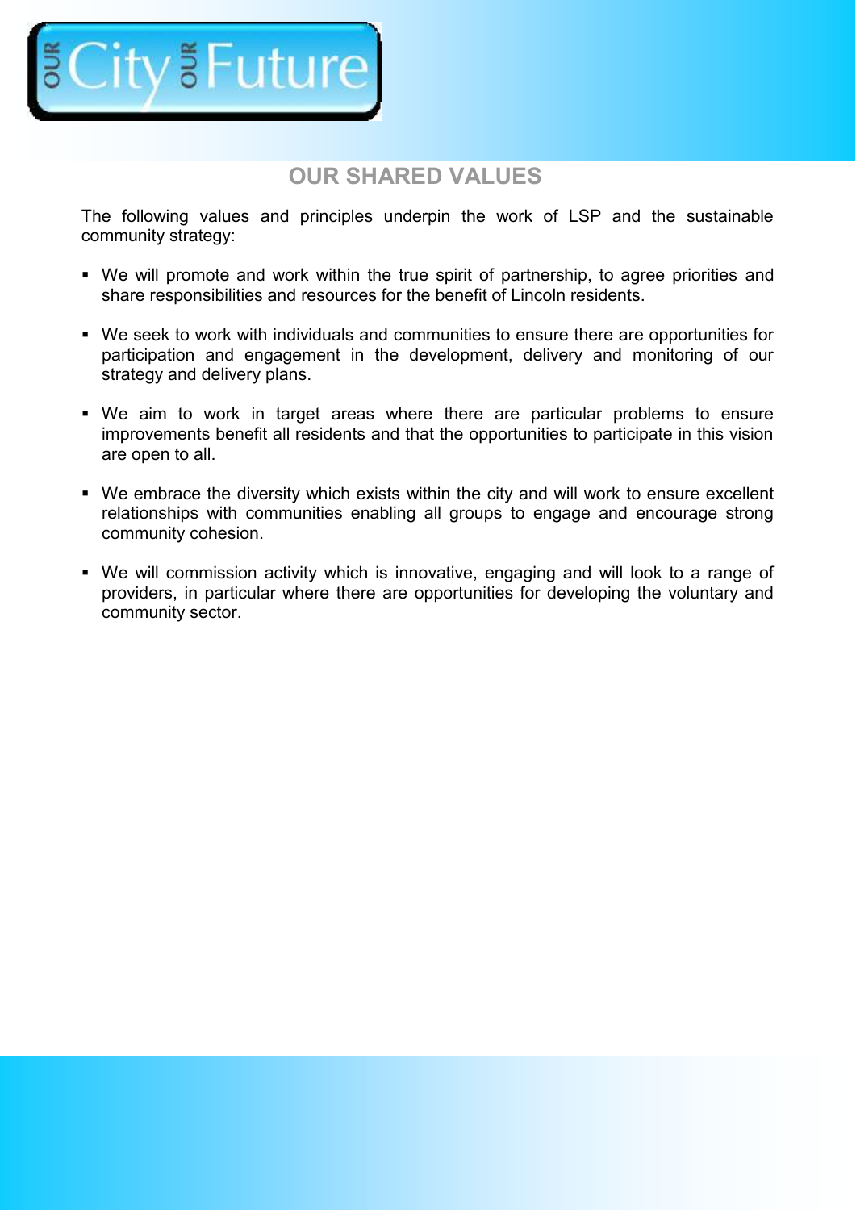## OUR SHARED VALUES

The following values and principles underpin the work of LSP and the sustainable community strategy:

- We will promote and work within the true spirit of partnership, to agree priorities and share responsibilities and resources for the benefit of Lincoln residents.
- We seek to work with individuals and communities to ensure there are opportunities for participation and engagement in the development, delivery and monitoring of our strategy and delivery plans.
- We aim to work in target areas where there are particular problems to ensure improvements benefit all residents and that the opportunities to participate in this vision are open to all.
- We embrace the diversity which exists within the city and will work to ensure excellent relationships with communities enabling all groups to engage and encourage strong community cohesion.
- We will commission activity which is innovative, engaging and will look to a range of providers, in particular where there are opportunities for developing the voluntary and community sector.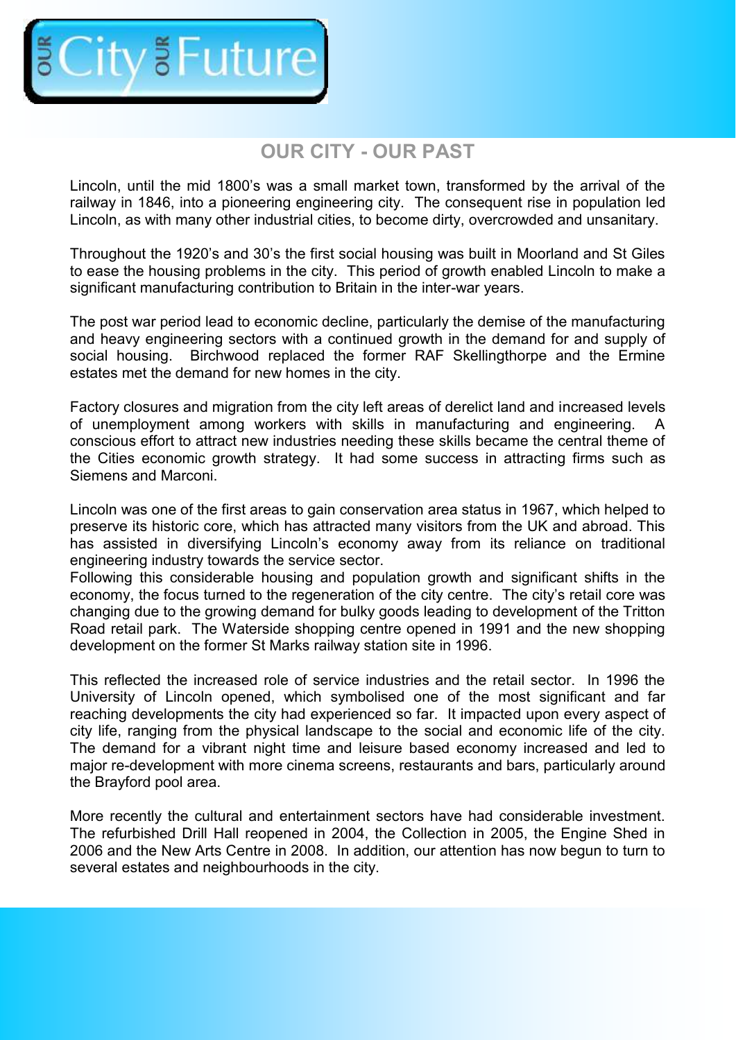## OUR CITY - OUR PAST

Lincoln, until the mid 1800's was a small market town, transformed by the arrival of the railway in 1846, into a pioneering engineering city. The consequent rise in population led Lincoln, as with many other industrial cities, to become dirty, overcrowded and unsanitary.

Throughout the 1920's and 30's the first social housing was built in Moorland and St Giles to ease the housing problems in the city. This period of growth enabled Lincoln to make a significant manufacturing contribution to Britain in the inter-war years.

The post war period lead to economic decline, particularly the demise of the manufacturing and heavy engineering sectors with a continued growth in the demand for and supply of social housing. Birchwood replaced the former RAF Skellingthorpe and the Ermine estates met the demand for new homes in the city.

Factory closures and migration from the city left areas of derelict land and increased levels of unemployment among workers with skills in manufacturing and engineering. A conscious effort to attract new industries needing these skills became the central theme of the Cities economic growth strategy. It had some success in attracting firms such as Siemens and Marconi.

Lincoln was one of the first areas to gain conservation area status in 1967, which helped to preserve its historic core, which has attracted many visitors from the UK and abroad. This has assisted in diversifying Lincoln's economy away from its reliance on traditional engineering industry towards the service sector.
Following this considerable housing and population growth and significant shifts in the economy, the focus turned to the regeneration of the city centre. The city's retail core was changing due to the growing demand for bulky goods leading to development of the Tritton Road retail park. The Waterside shopping centre opened in 1991 and the new shopping development on the former St Marks railway station site in 1996.

This reflected the increased role of service industries and the retail sector. In 1996 the University of Lincoln opened, which symbolised one of the most significant and far reaching developments the city had experienced so far. It impacted upon every aspect of city life, ranging from the physical landscape to the social and economic life of the city. The demand for a vibrant night time and leisure based economy increased and led to major re-development with more cinema screens, restaurants and bars, particularly around the Brayford pool area.

More recently the cultural and entertainment sectors have had considerable investment. The refurbished Drill Hall reopened in 2004, the Collection in 2005, the Engine Shed in 2006 and the New Arts Centre in 2008. In addition, our attention has now begun to turn to several estates and neighbourhoods in the city.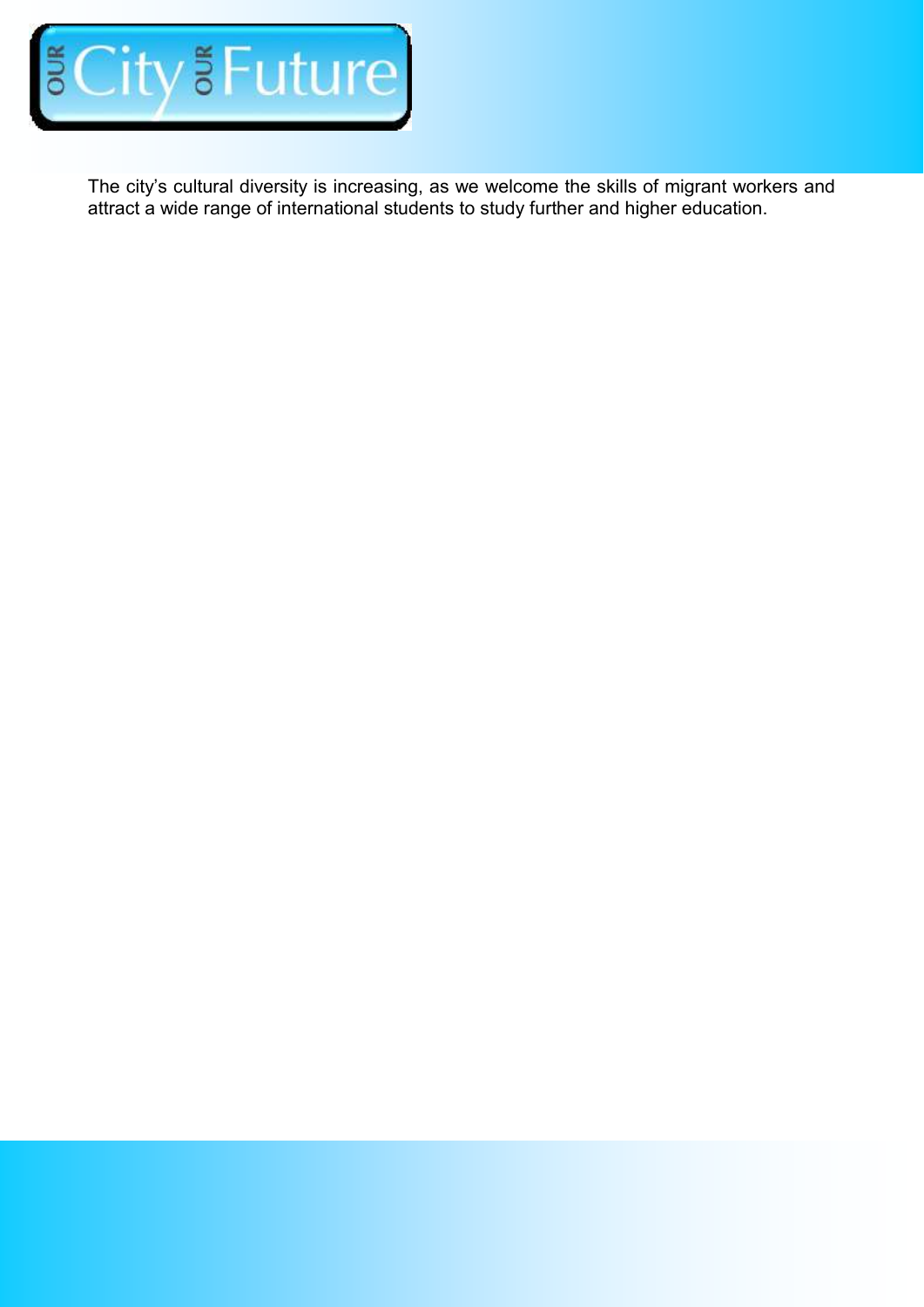The city's cultural diversity is increasing, as we welcome the skills of migrant workers and attract a wide range of international students to study further and higher education.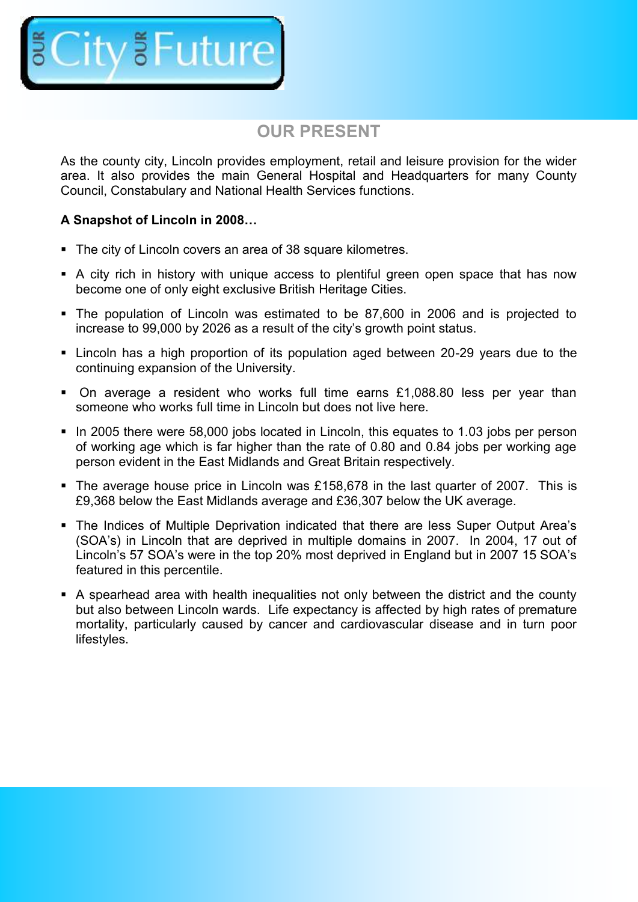# OUR PRESENT

As the county city, Lincoln provides employment, retail and leisure provision for the wider area. It also provides the main General Hospital and Headquarters for many County Council, Constabulary and National Health Services functions.

**A Snapshot of Lincoln in 2008…**

- The city of Lincoln covers an area of 38 square kilometres.
- A city rich in history with unique access to plentiful green open space that has now become one of only eight exclusive British Heritage Cities.
- The population of Lincoln was estimated to be 87,600 in 2006 and is projected to increase to 99,000 by 2026 as a result of the city's growth point status.
- Lincoln has a high proportion of its population aged between 20-29 years due to the continuing expansion of the University.
- On average a resident who works full time earns £1,088.80 less per year than someone who works full time in Lincoln but does not live here.
- In 2005 there were 58,000 jobs located in Lincoln, this equates to 1.03 jobs per person of working age which is far higher than the rate of 0.80 and 0.84 jobs per working age person evident in the East Midlands and Great Britain respectively.
- The average house price in Lincoln was £158,678 in the last quarter of 2007. This is £9,368 below the East Midlands average and £36,307 below the UK average.
- The Indices of Multiple Deprivation indicated that there are less Super Output Area's (SOA's) in Lincoln that are deprived in multiple domains in 2007. In 2004, 17 out of Lincoln's 57 SOA's were in the top 20% most deprived in England but in 2007 15 SOA's featured in this percentile.
- A spearhead area with health inequalities not only between the district and the county but also between Lincoln wards. Life expectancy is affected by high rates of premature mortality, particularly caused by cancer and cardiovascular disease and in turn poor lifestyles.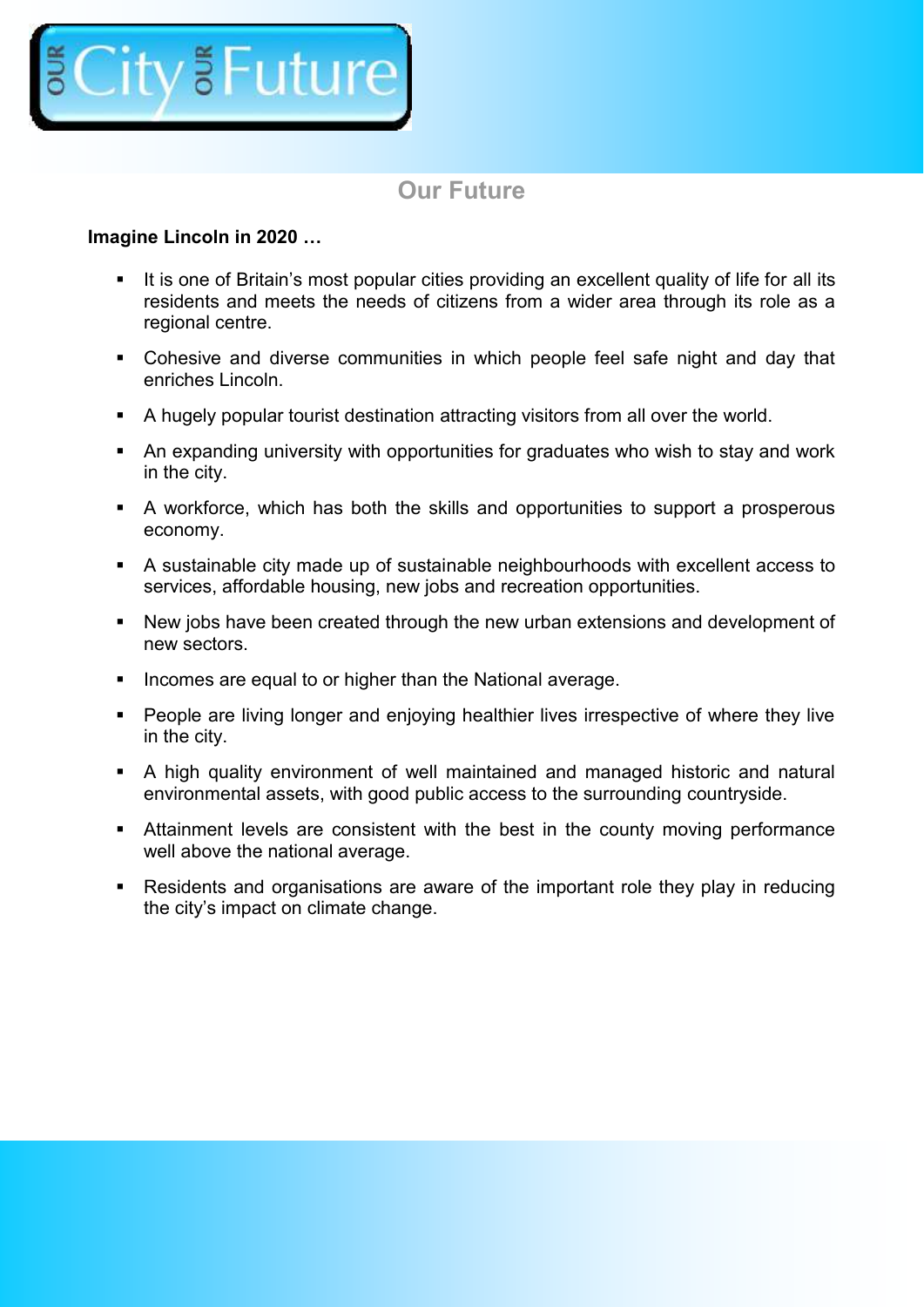## Our Future

**Imagine Lincoln in 2020 …**

- It is one of Britain's most popular cities providing an excellent quality of life for all its residents and meets the needs of citizens from a wider area through its role as a regional centre.
- Cohesive and diverse communities in which people feel safe night and day that enriches Lincoln.
- A hugely popular tourist destination attracting visitors from all over the world.
- An expanding university with opportunities for graduates who wish to stay and work in the city.
- A workforce, which has both the skills and opportunities to support a prosperous economy.
- A sustainable city made up of sustainable neighbourhoods with excellent access to services, affordable housing, new jobs and recreation opportunities.
- New jobs have been created through the new urban extensions and development of new sectors.
- Incomes are equal to or higher than the National average.
- People are living longer and enjoying healthier lives irrespective of where they live in the city.
- A high quality environment of well maintained and managed historic and natural environmental assets, with good public access to the surrounding countryside.
- Attainment levels are consistent with the best in the county moving performance well above the national average.
- Residents and organisations are aware of the important role they play in reducing the city's impact on climate change.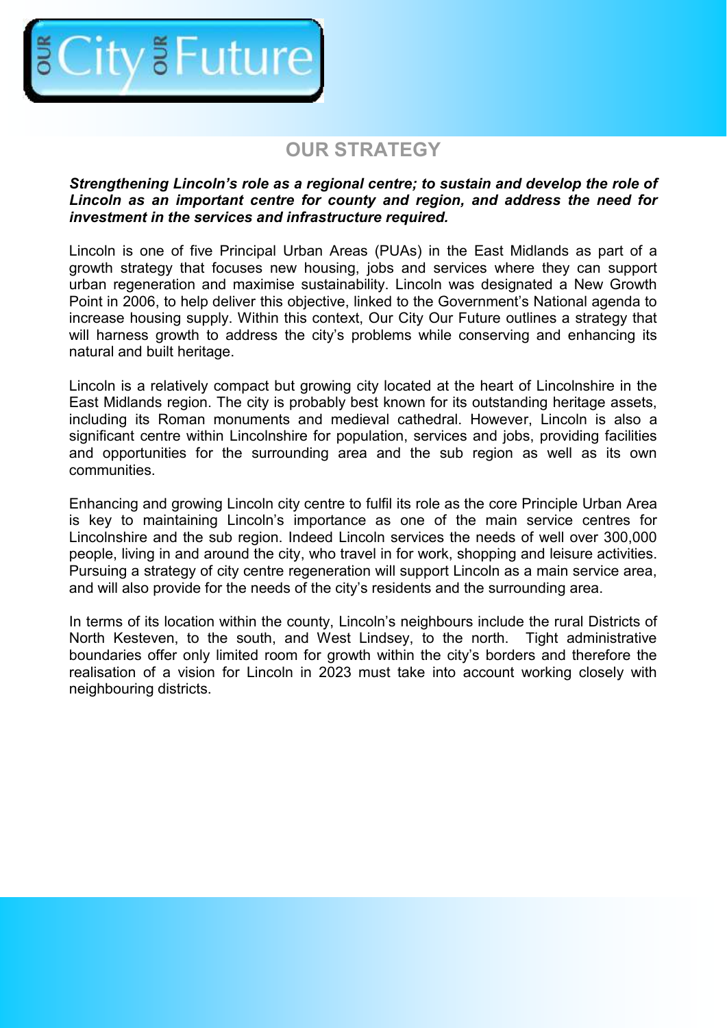## OUR STRATEGY

***Strengthening Lincoln's role as a regional centre; to sustain and develop the role of Lincoln as an important centre for county and region, and address the need for investment in the services and infrastructure required.***

Lincoln is one of five Principal Urban Areas (PUAs) in the East Midlands as part of a growth strategy that focuses new housing, jobs and services where they can support urban regeneration and maximise sustainability. Lincoln was designated a New Growth Point in 2006, to help deliver this objective, linked to the Government's National agenda to increase housing supply. Within this context, Our City Our Future outlines a strategy that will harness growth to address the city's problems while conserving and enhancing its natural and built heritage.

Lincoln is a relatively compact but growing city located at the heart of Lincolnshire in the East Midlands region. The city is probably best known for its outstanding heritage assets, including its Roman monuments and medieval cathedral. However, Lincoln is also a significant centre within Lincolnshire for population, services and jobs, providing facilities and opportunities for the surrounding area and the sub region as well as its own communities.

Enhancing and growing Lincoln city centre to fulfil its role as the core Principle Urban Area is key to maintaining Lincoln's importance as one of the main service centres for Lincolnshire and the sub region. Indeed Lincoln services the needs of well over 300,000 people, living in and around the city, who travel in for work, shopping and leisure activities. Pursuing a strategy of city centre regeneration will support Lincoln as a main service area, and will also provide for the needs of the city's residents and the surrounding area.

In terms of its location within the county, Lincoln's neighbours include the rural Districts of North Kesteven, to the south, and West Lindsey, to the north. Tight administrative boundaries offer only limited room for growth within the city's borders and therefore the realisation of a vision for Lincoln in 2023 must take into account working closely with neighbouring districts.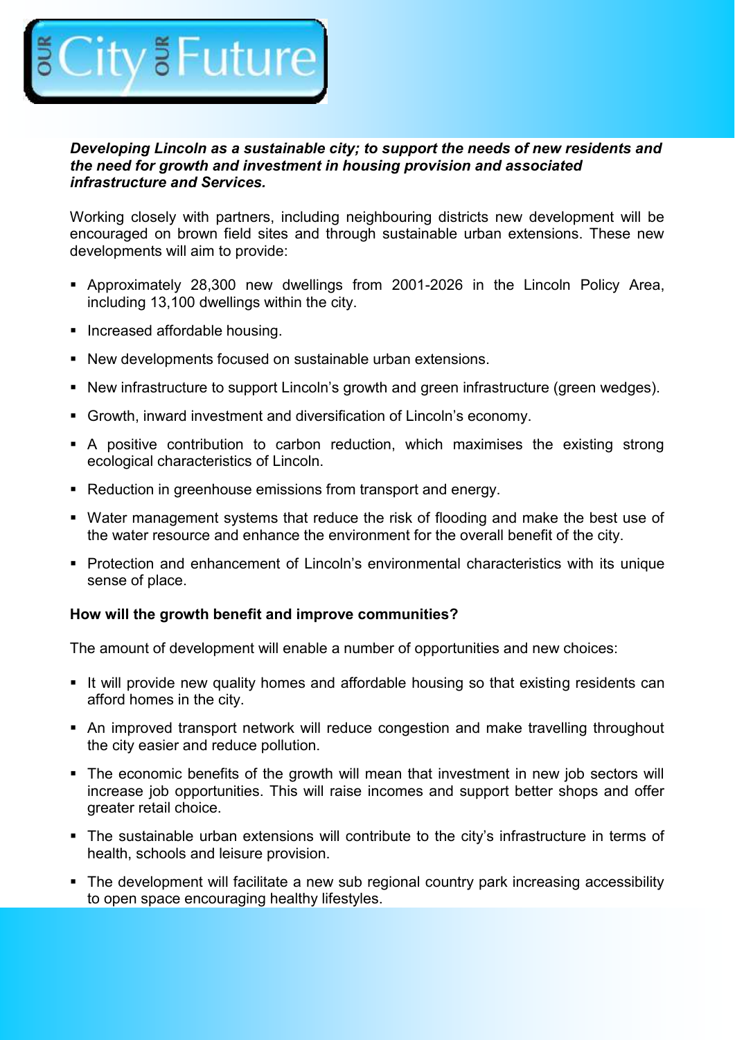*Our City Our Future*

***Developing Lincoln as a sustainable city; to support the needs of new residents and the need for growth and investment in housing provision and associated infrastructure and Services.***

Working closely with partners, including neighbouring districts new development will be encouraged on brown field sites and through sustainable urban extensions. These new developments will aim to provide:

- Approximately 28,300 new dwellings from 2001-2026 in the Lincoln Policy Area, including 13,100 dwellings within the city.
- Increased affordable housing.
- New developments focused on sustainable urban extensions.
- New infrastructure to support Lincoln's growth and green infrastructure (green wedges).
- Growth, inward investment and diversification of Lincoln's economy.
- A positive contribution to carbon reduction, which maximises the existing strong ecological characteristics of Lincoln.
- Reduction in greenhouse emissions from transport and energy.
- Water management systems that reduce the risk of flooding and make the best use of the water resource and enhance the environment for the overall benefit of the city.
- Protection and enhancement of Lincoln's environmental characteristics with its unique sense of place.

**How will the growth benefit and improve communities?**

The amount of development will enable a number of opportunities and new choices:

- It will provide new quality homes and affordable housing so that existing residents can afford homes in the city.
- An improved transport network will reduce congestion and make travelling throughout the city easier and reduce pollution.
- The economic benefits of the growth will mean that investment in new job sectors will increase job opportunities. This will raise incomes and support better shops and offer greater retail choice.
- The sustainable urban extensions will contribute to the city's infrastructure in terms of health, schools and leisure provision.
- The development will facilitate a new sub regional country park increasing accessibility to open space encouraging healthy lifestyles.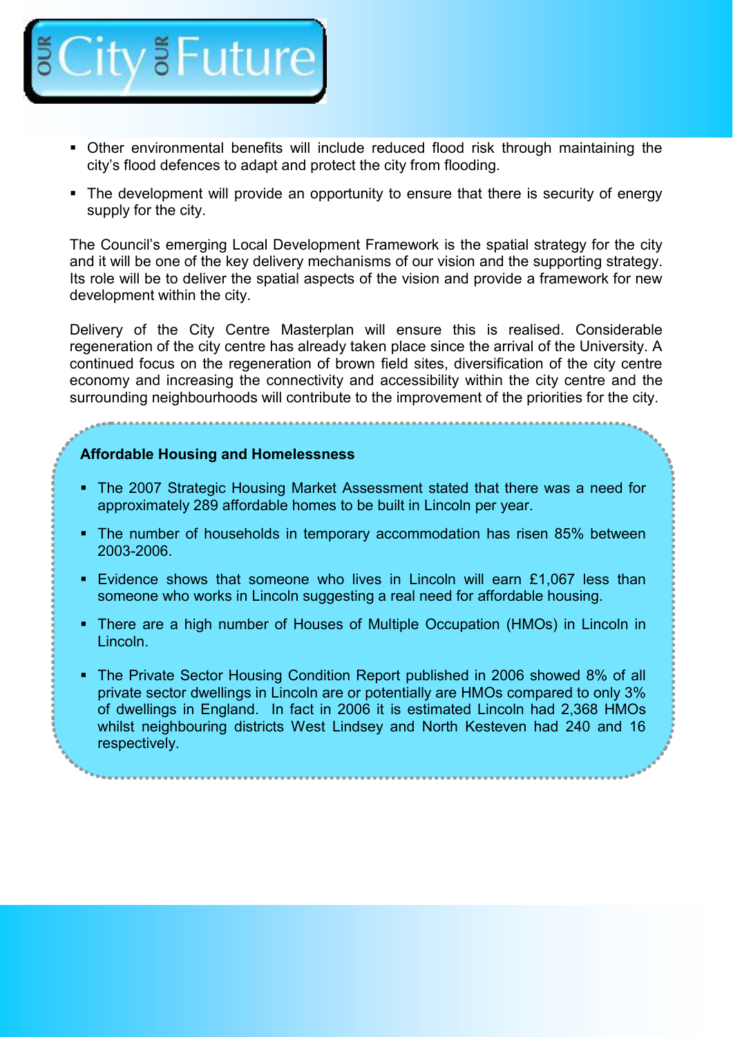- Other environmental benefits will include reduced flood risk through maintaining the city's flood defences to adapt and protect the city from flooding.
- The development will provide an opportunity to ensure that there is security of energy supply for the city.

The Council's emerging Local Development Framework is the spatial strategy for the city and it will be one of the key delivery mechanisms of our vision and the supporting strategy. Its role will be to deliver the spatial aspects of the vision and provide a framework for new development within the city.

Delivery of the City Centre Masterplan will ensure this is realised. Considerable regeneration of the city centre has already taken place since the arrival of the University. A continued focus on the regeneration of brown field sites, diversification of the city centre economy and increasing the connectivity and accessibility within the city centre and the surrounding neighbourhoods will contribute to the improvement of the priorities for the city.

**Affordable Housing and Homelessness**

- The 2007 Strategic Housing Market Assessment stated that there was a need for approximately 289 affordable homes to be built in Lincoln per year.
- The number of households in temporary accommodation has risen 85% between 2003-2006.
- Evidence shows that someone who lives in Lincoln will earn £1,067 less than someone who works in Lincoln suggesting a real need for affordable housing.
- There are a high number of Houses of Multiple Occupation (HMOs) in Lincoln in Lincoln.
- The Private Sector Housing Condition Report published in 2006 showed 8% of all private sector dwellings in Lincoln are or potentially are HMOs compared to only 3% of dwellings in England. In fact in 2006 it is estimated Lincoln had 2,368 HMOs whilst neighbouring districts West Lindsey and North Kesteven had 240 and 16 respectively.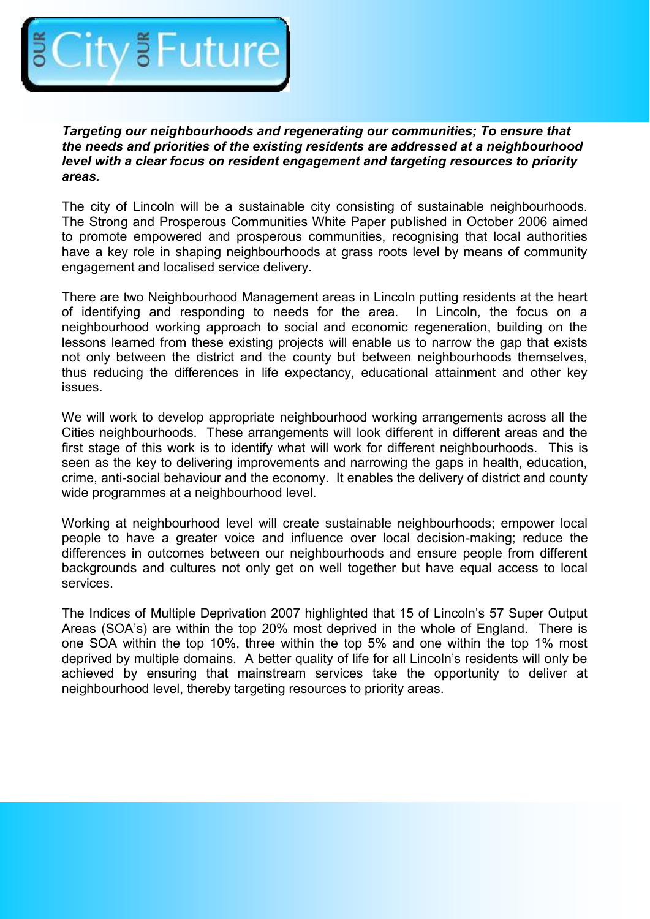***Targeting our neighbourhoods and regenerating our communities; To ensure that the needs and priorities of the existing residents are addressed at a neighbourhood level with a clear focus on resident engagement and targeting resources to priority areas.***

The city of Lincoln will be a sustainable city consisting of sustainable neighbourhoods. The Strong and Prosperous Communities White Paper published in October 2006 aimed to promote empowered and prosperous communities, recognising that local authorities have a key role in shaping neighbourhoods at grass roots level by means of community engagement and localised service delivery.

There are two Neighbourhood Management areas in Lincoln putting residents at the heart of identifying and responding to needs for the area. In Lincoln, the focus on a neighbourhood working approach to social and economic regeneration, building on the lessons learned from these existing projects will enable us to narrow the gap that exists not only between the district and the county but between neighbourhoods themselves, thus reducing the differences in life expectancy, educational attainment and other key issues.

We will work to develop appropriate neighbourhood working arrangements across all the Cities neighbourhoods. These arrangements will look different in different areas and the first stage of this work is to identify what will work for different neighbourhoods. This is seen as the key to delivering improvements and narrowing the gaps in health, education, crime, anti-social behaviour and the economy. It enables the delivery of district and county wide programmes at a neighbourhood level.

Working at neighbourhood level will create sustainable neighbourhoods; empower local people to have a greater voice and influence over local decision-making; reduce the differences in outcomes between our neighbourhoods and ensure people from different backgrounds and cultures not only get on well together but have equal access to local services.

The Indices of Multiple Deprivation 2007 highlighted that 15 of Lincoln's 57 Super Output Areas (SOA's) are within the top 20% most deprived in the whole of England. There is one SOA within the top 10%, three within the top 5% and one within the top 1% most deprived by multiple domains. A better quality of life for all Lincoln's residents will only be achieved by ensuring that mainstream services take the opportunity to deliver at neighbourhood level, thereby targeting resources to priority areas.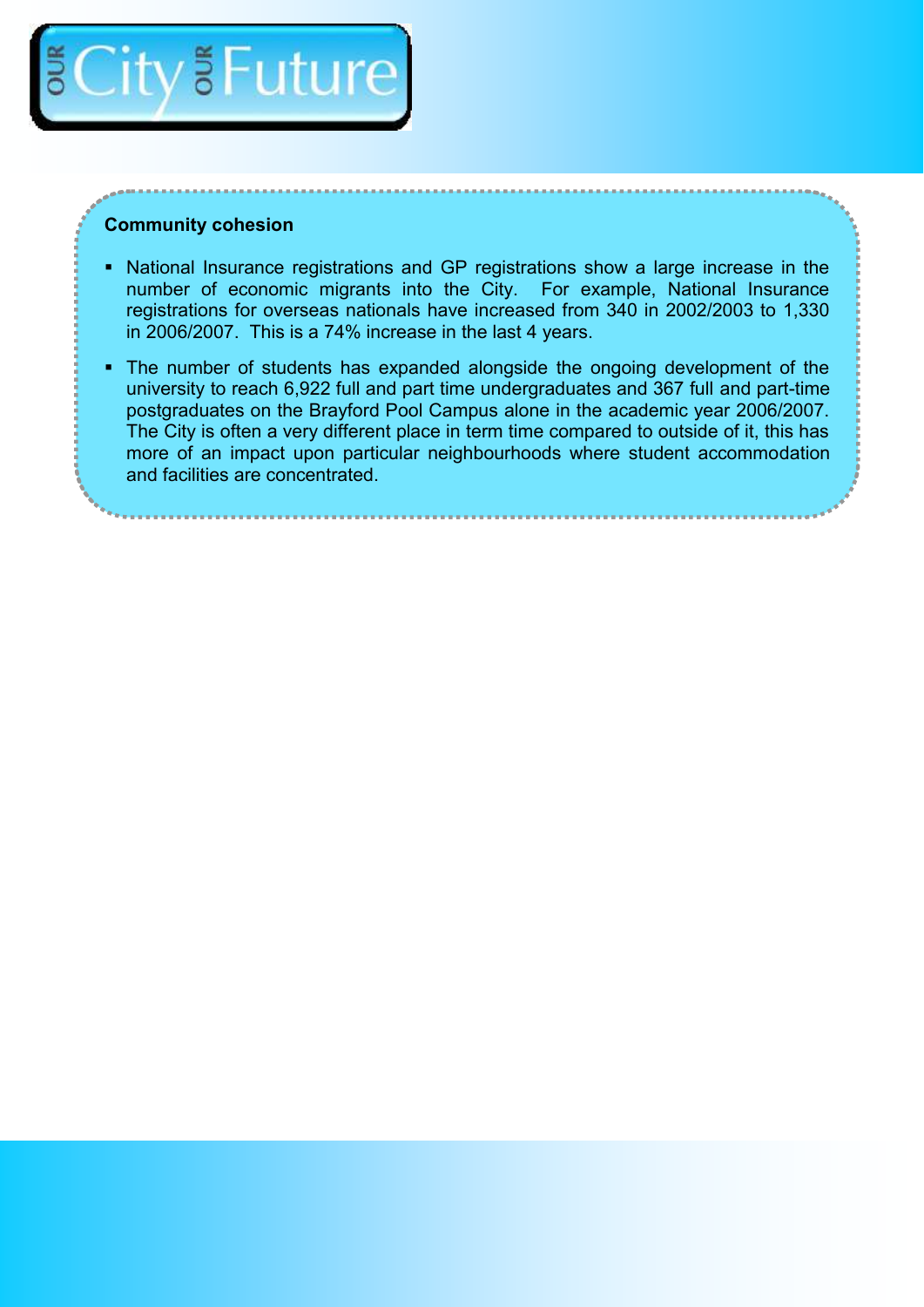**Community cohesion**

- National Insurance registrations and GP registrations show a large increase in the number of economic migrants into the City. For example, National Insurance registrations for overseas nationals have increased from 340 in 2002/2003 to 1,330 in 2006/2007. This is a 74% increase in the last 4 years.
- The number of students has expanded alongside the ongoing development of the university to reach 6,922 full and part time undergraduates and 367 full and part-time postgraduates on the Brayford Pool Campus alone in the academic year 2006/2007. The City is often a very different place in term time compared to outside of it, this has more of an impact upon particular neighbourhoods where student accommodation and facilities are concentrated.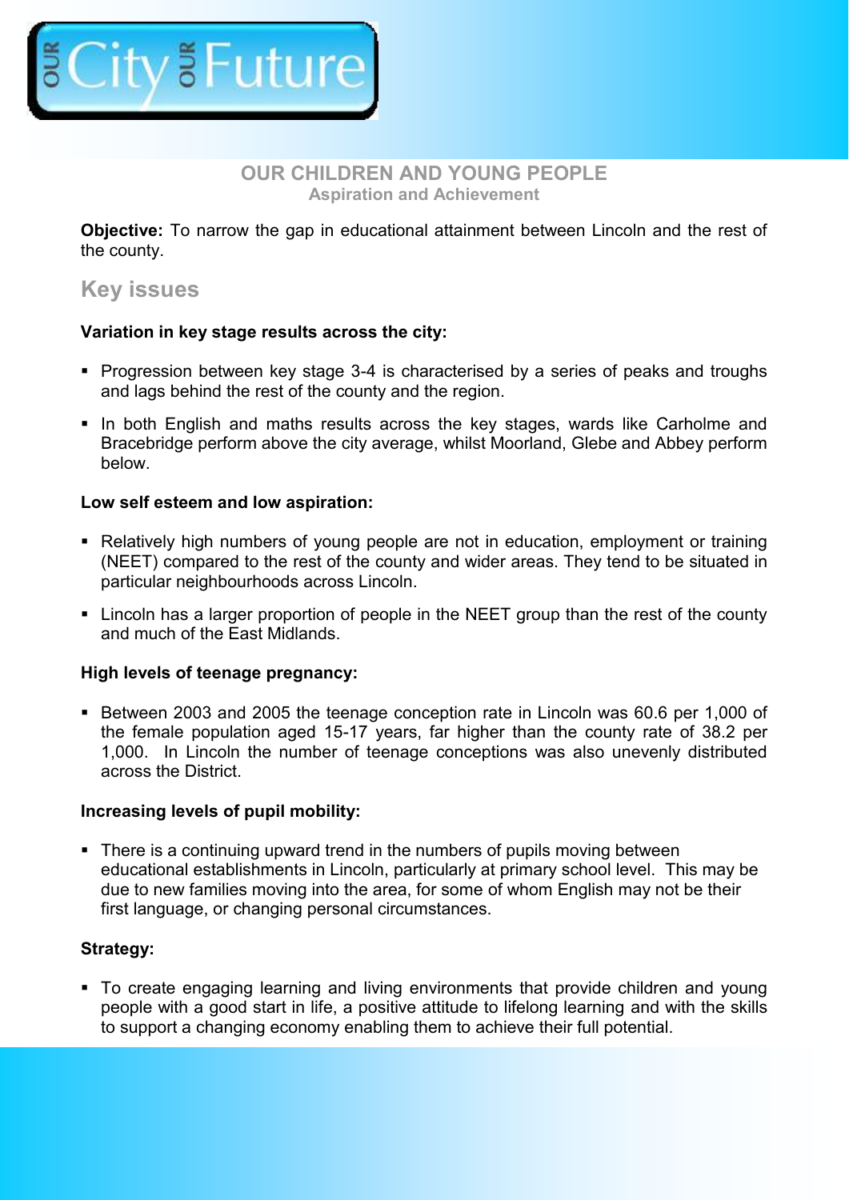## OUR CHILDREN AND YOUNG PEOPLE

### Aspiration and Achievement

**Objective:** To narrow the gap in educational attainment between Lincoln and the rest of the county.

## Key issues

**Variation in key stage results across the city:**

- Progression between key stage 3-4 is characterised by a series of peaks and troughs and lags behind the rest of the county and the region.
- In both English and maths results across the key stages, wards like Carholme and Bracebridge perform above the city average, whilst Moorland, Glebe and Abbey perform below.

**Low self esteem and low aspiration:**

- Relatively high numbers of young people are not in education, employment or training (NEET) compared to the rest of the county and wider areas. They tend to be situated in particular neighbourhoods across Lincoln.
- Lincoln has a larger proportion of people in the NEET group than the rest of the county and much of the East Midlands.

**High levels of teenage pregnancy:**

- Between 2003 and 2005 the teenage conception rate in Lincoln was 60.6 per 1,000 of the female population aged 15-17 years, far higher than the county rate of 38.2 per 1,000. In Lincoln the number of teenage conceptions was also unevenly distributed across the District.

**Increasing levels of pupil mobility:**

- There is a continuing upward trend in the numbers of pupils moving between educational establishments in Lincoln, particularly at primary school level. This may be due to new families moving into the area, for some of whom English may not be their first language, or changing personal circumstances.

**Strategy:**

- To create engaging learning and living environments that provide children and young people with a good start in life, a positive attitude to lifelong learning and with the skills to support a changing economy enabling them to achieve their full potential.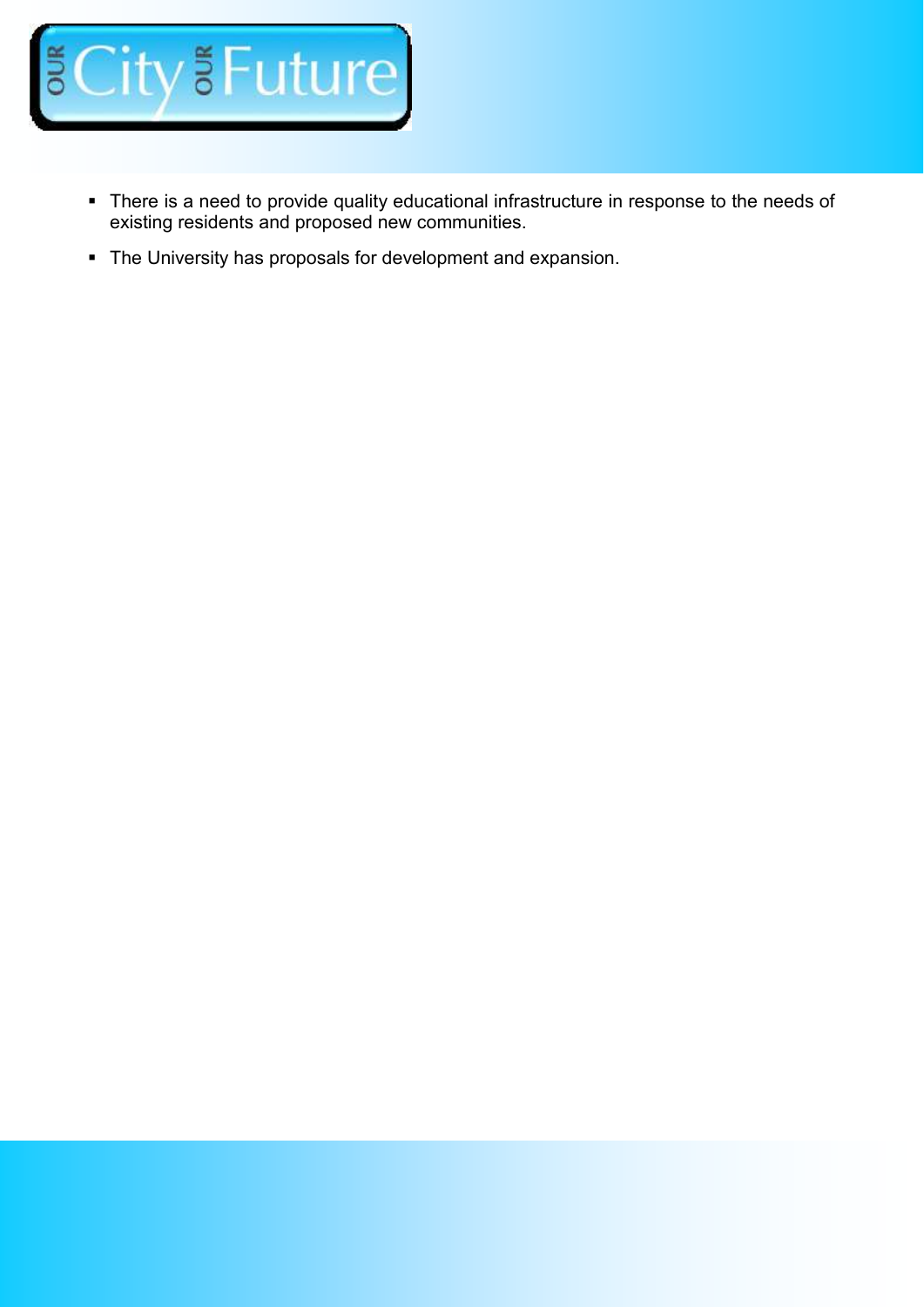- There is a need to provide quality educational infrastructure in response to the needs of existing residents and proposed new communities.
- The University has proposals for development and expansion.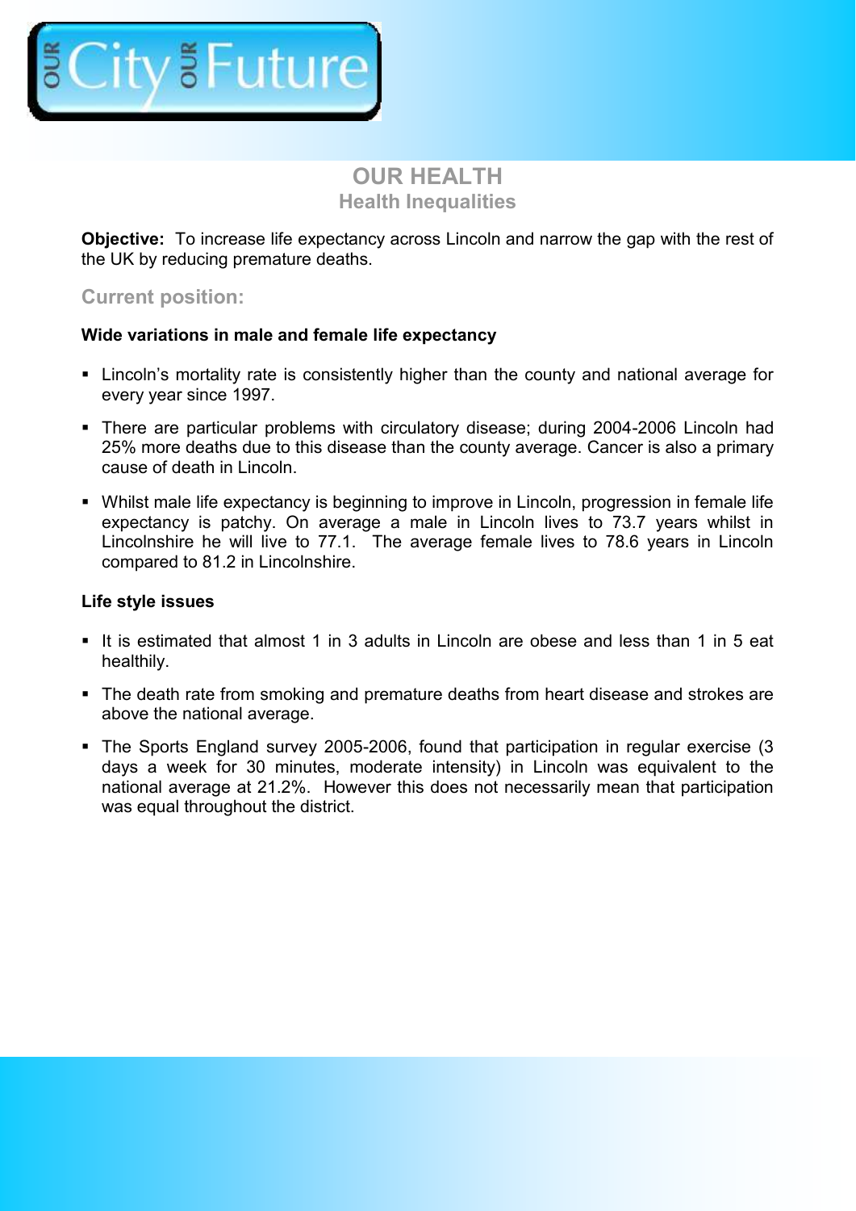# OUR HEALTH

## Health Inequalities

**Objective:** To increase life expectancy across Lincoln and narrow the gap with the rest of the UK by reducing premature deaths.

### Current position:

**Wide variations in male and female life expectancy**

- Lincoln's mortality rate is consistently higher than the county and national average for every year since 1997.
- There are particular problems with circulatory disease; during 2004-2006 Lincoln had 25% more deaths due to this disease than the county average. Cancer is also a primary cause of death in Lincoln.
- Whilst male life expectancy is beginning to improve in Lincoln, progression in female life expectancy is patchy. On average a male in Lincoln lives to 73.7 years whilst in Lincolnshire he will live to 77.1. The average female lives to 78.6 years in Lincoln compared to 81.2 in Lincolnshire.

**Life style issues**

- It is estimated that almost 1 in 3 adults in Lincoln are obese and less than 1 in 5 eat healthily.
- The death rate from smoking and premature deaths from heart disease and strokes are above the national average.
- The Sports England survey 2005-2006, found that participation in regular exercise (3 days a week for 30 minutes, moderate intensity) in Lincoln was equivalent to the national average at 21.2%. However this does not necessarily mean that participation was equal throughout the district.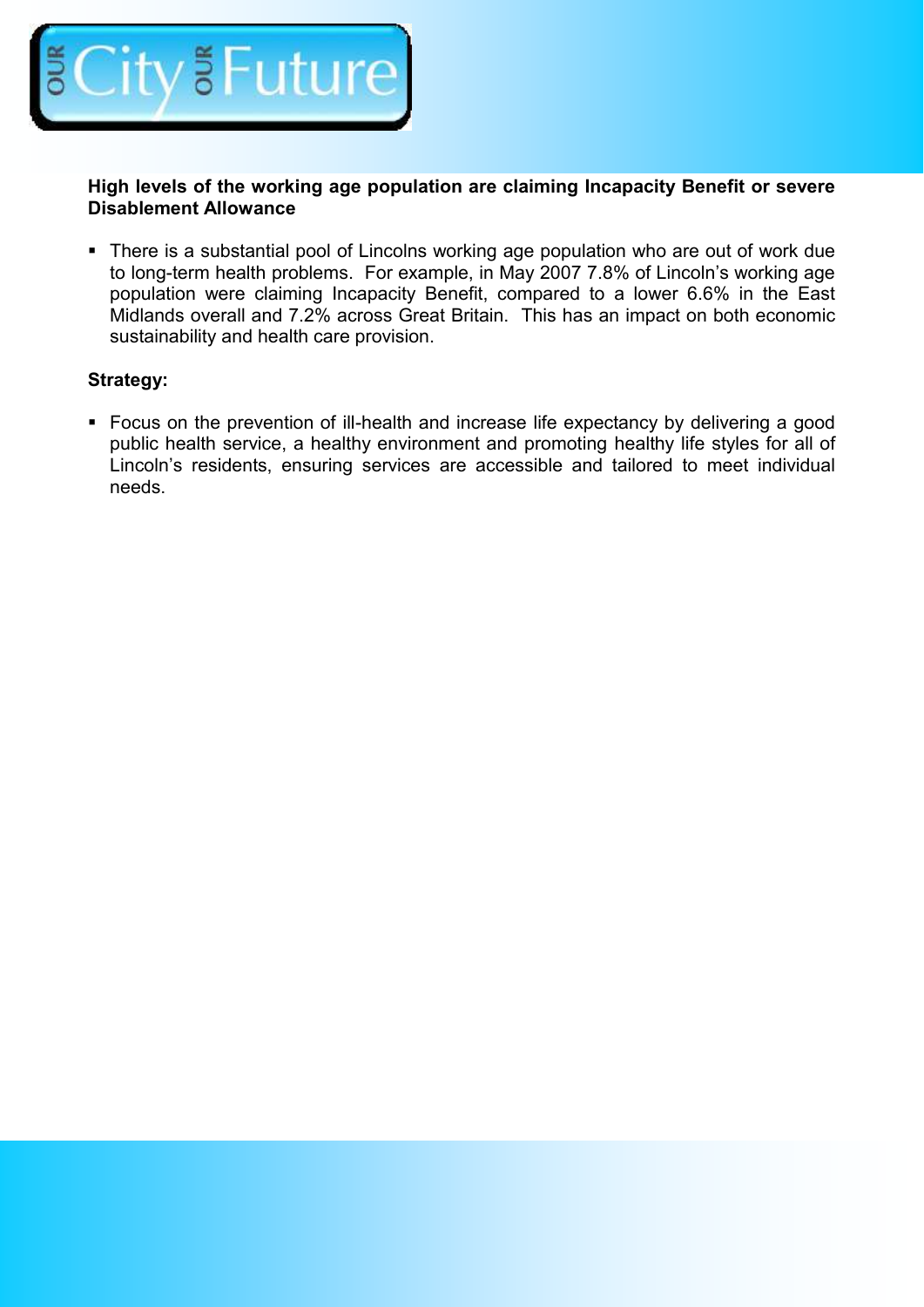**High levels of the working age population are claiming Incapacity Benefit or severe Disablement Allowance**

- There is a substantial pool of Lincolns working age population who are out of work due to long-term health problems. For example, in May 2007 7.8% of Lincoln's working age population were claiming Incapacity Benefit, compared to a lower 6.6% in the East Midlands overall and 7.2% across Great Britain. This has an impact on both economic sustainability and health care provision.

**Strategy:**

- Focus on the prevention of ill-health and increase life expectancy by delivering a good public health service, a healthy environment and promoting healthy life styles for all of Lincoln's residents, ensuring services are accessible and tailored to meet individual needs.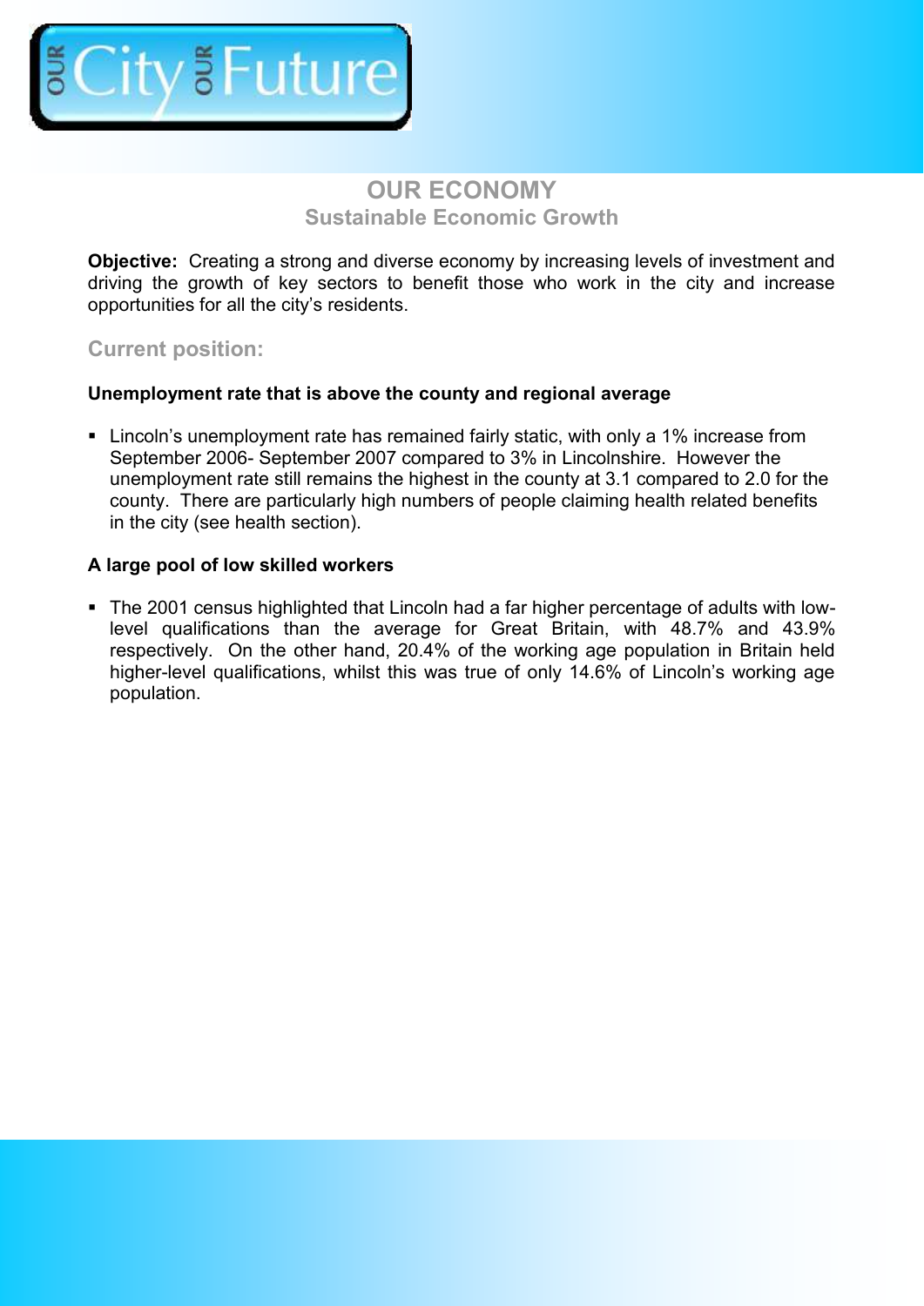# OUR ECONOMY

## Sustainable Economic Growth

**Objective:** Creating a strong and diverse economy by increasing levels of investment and driving the growth of key sectors to benefit those who work in the city and increase opportunities for all the city's residents.

### Current position:

**Unemployment rate that is above the county and regional average**

- Lincoln's unemployment rate has remained fairly static, with only a 1% increase from September 2006- September 2007 compared to 3% in Lincolnshire. However the unemployment rate still remains the highest in the county at 3.1 compared to 2.0 for the county. There are particularly high numbers of people claiming health related benefits in the city (see health section).

**A large pool of low skilled workers**

- The 2001 census highlighted that Lincoln had a far higher percentage of adults with low-level qualifications than the average for Great Britain, with 48.7% and 43.9% respectively. On the other hand, 20.4% of the working age population in Britain held higher-level qualifications, whilst this was true of only 14.6% of Lincoln's working age population.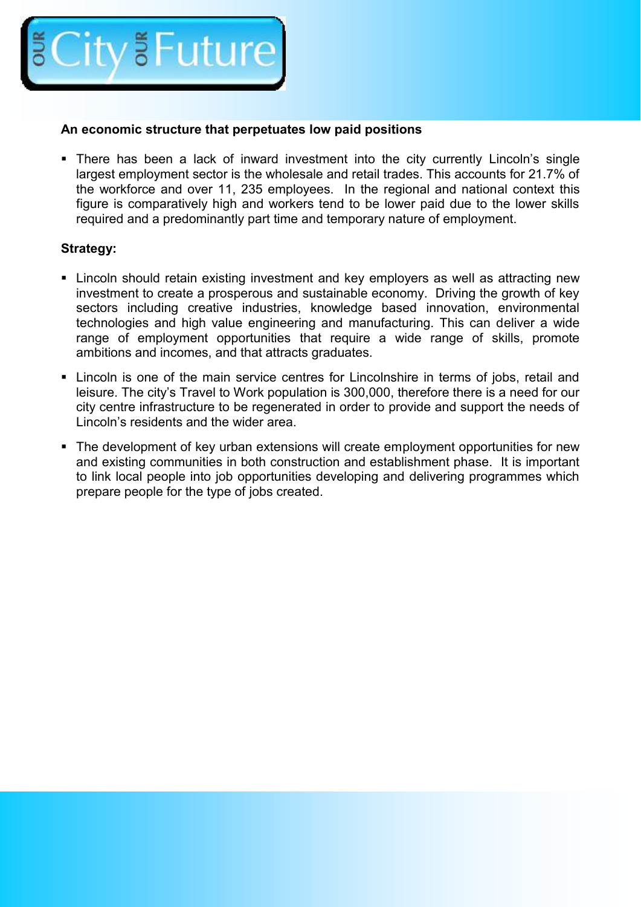**An economic structure that perpetuates low paid positions**

- There has been a lack of inward investment into the city currently Lincoln's single largest employment sector is the wholesale and retail trades. This accounts for 21.7% of the workforce and over 11, 235 employees. In the regional and national context this figure is comparatively high and workers tend to be lower paid due to the lower skills required and a predominantly part time and temporary nature of employment.

**Strategy:**

- Lincoln should retain existing investment and key employers as well as attracting new investment to create a prosperous and sustainable economy. Driving the growth of key sectors including creative industries, knowledge based innovation, environmental technologies and high value engineering and manufacturing. This can deliver a wide range of employment opportunities that require a wide range of skills, promote ambitions and incomes, and that attracts graduates.
- Lincoln is one of the main service centres for Lincolnshire in terms of jobs, retail and leisure. The city's Travel to Work population is 300,000, therefore there is a need for our city centre infrastructure to be regenerated in order to provide and support the needs of Lincoln's residents and the wider area.
- The development of key urban extensions will create employment opportunities for new and existing communities in both construction and establishment phase. It is important to link local people into job opportunities developing and delivering programmes which prepare people for the type of jobs created.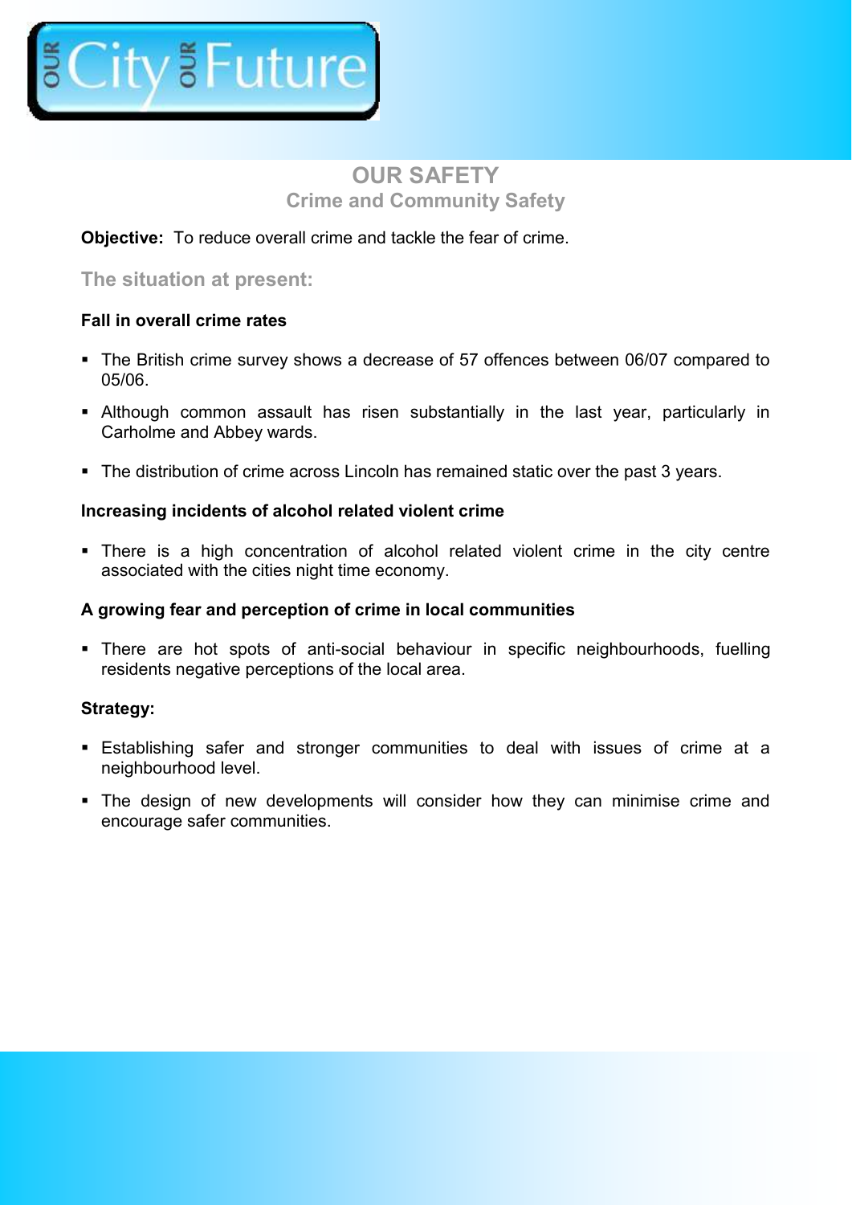# OUR SAFETY

## Crime and Community Safety

**Objective:** To reduce overall crime and tackle the fear of crime.

### The situation at present:

**Fall in overall crime rates**

- The British crime survey shows a decrease of 57 offences between 06/07 compared to 05/06.
- Although common assault has risen substantially in the last year, particularly in Carholme and Abbey wards.
- The distribution of crime across Lincoln has remained static over the past 3 years.

**Increasing incidents of alcohol related violent crime**

- There is a high concentration of alcohol related violent crime in the city centre associated with the cities night time economy.

**A growing fear and perception of crime in local communities**

- There are hot spots of anti-social behaviour in specific neighbourhoods, fuelling residents negative perceptions of the local area.

**Strategy:**

- Establishing safer and stronger communities to deal with issues of crime at a neighbourhood level.
- The design of new developments will consider how they can minimise crime and encourage safer communities.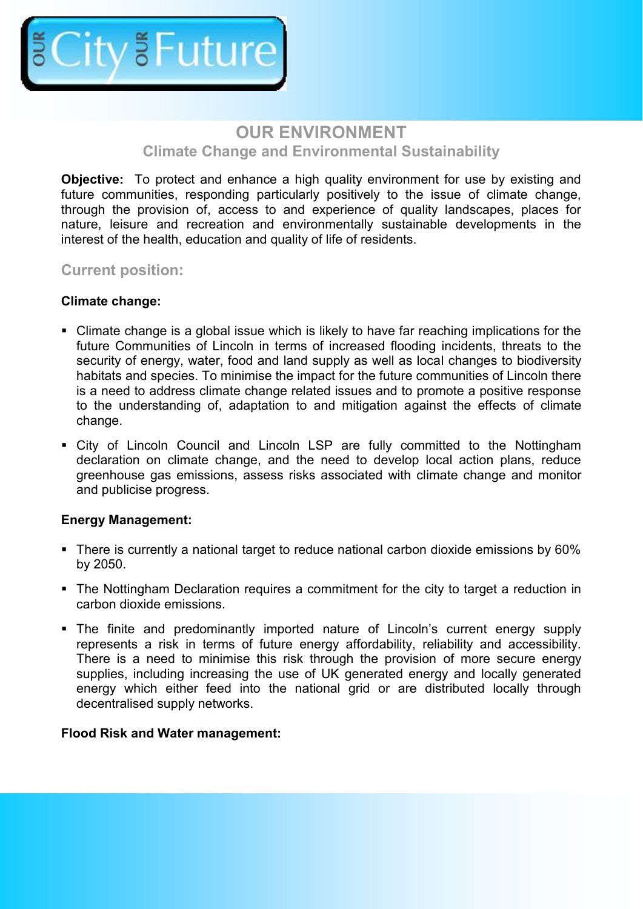# OUR ENVIRONMENT

## Climate Change and Environmental Sustainability

**Objective:** To protect and enhance a high quality environment for use by existing and future communities, responding particularly positively to the issue of climate change, through the provision of, access to and experience of quality landscapes, places for nature, leisure and recreation and environmentally sustainable developments in the interest of the health, education and quality of life of residents.

### Current position:

**Climate change:**

- Climate change is a global issue which is likely to have far reaching implications for the future Communities of Lincoln in terms of increased flooding incidents, threats to the security of energy, water, food and land supply as well as local changes to biodiversity habitats and species. To minimise the impact for the future communities of Lincoln there is a need to address climate change related issues and to promote a positive response to the understanding of, adaptation to and mitigation against the effects of climate change.
- City of Lincoln Council and Lincoln LSP are fully committed to the Nottingham declaration on climate change, and the need to develop local action plans, reduce greenhouse gas emissions, assess risks associated with climate change and monitor and publicise progress.

**Energy Management:**

- There is currently a national target to reduce national carbon dioxide emissions by 60% by 2050.
- The Nottingham Declaration requires a commitment for the city to target a reduction in carbon dioxide emissions.
- The finite and predominantly imported nature of Lincoln's current energy supply represents a risk in terms of future energy affordability, reliability and accessibility. There is a need to minimise this risk through the provision of more secure energy supplies, including increasing the use of UK generated energy and locally generated energy which either feed into the national grid or are distributed locally through decentralised supply networks.

**Flood Risk and Water management:**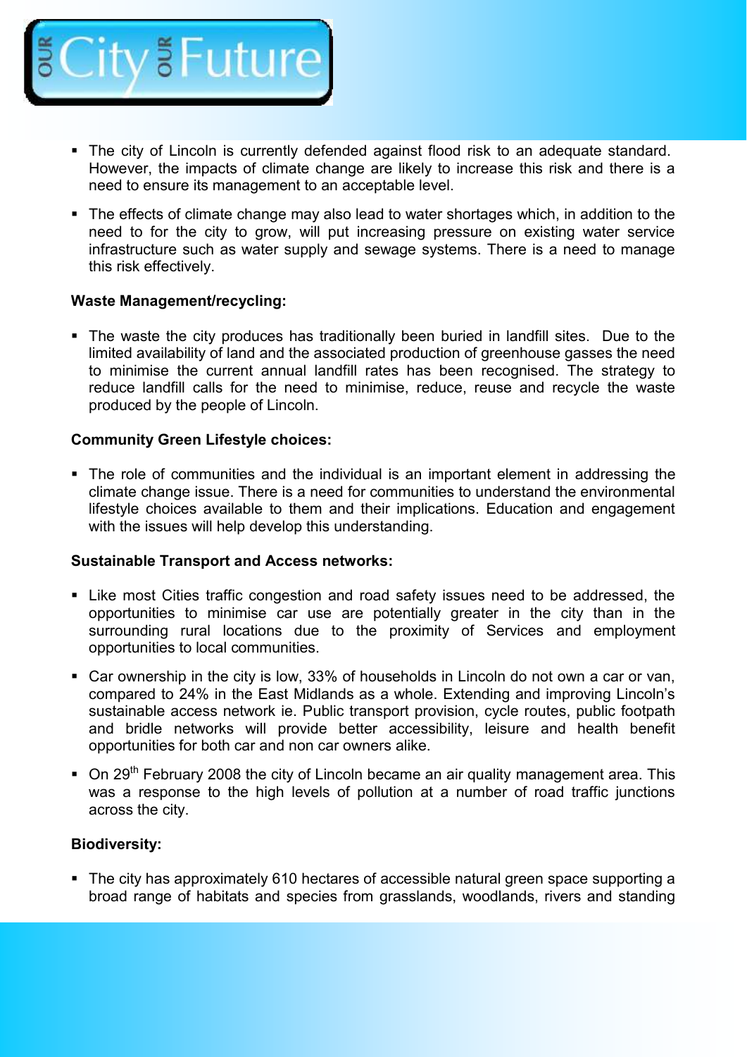- The city of Lincoln is currently defended against flood risk to an adequate standard. However, the impacts of climate change are likely to increase this risk and there is a need to ensure its management to an acceptable level.

- The effects of climate change may also lead to water shortages which, in addition to the need to for the city to grow, will put increasing pressure on existing water service infrastructure such as water supply and sewage systems. There is a need to manage this risk effectively.

**Waste Management/recycling:**

- The waste the city produces has traditionally been buried in landfill sites. Due to the limited availability of land and the associated production of greenhouse gasses the need to minimise the current annual landfill rates has been recognised. The strategy to reduce landfill calls for the need to minimise, reduce, reuse and recycle the waste produced by the people of Lincoln.

**Community Green Lifestyle choices:**

- The role of communities and the individual is an important element in addressing the climate change issue. There is a need for communities to understand the environmental lifestyle choices available to them and their implications. Education and engagement with the issues will help develop this understanding.

**Sustainable Transport and Access networks:**

- Like most Cities traffic congestion and road safety issues need to be addressed, the opportunities to minimise car use are potentially greater in the city than in the surrounding rural locations due to the proximity of Services and employment opportunities to local communities.

- Car ownership in the city is low, 33% of households in Lincoln do not own a car or van, compared to 24% in the East Midlands as a whole. Extending and improving Lincoln's sustainable access network ie. Public transport provision, cycle routes, public footpath and bridle networks will provide better accessibility, leisure and health benefit opportunities for both car and non car owners alike.

- On 29th February 2008 the city of Lincoln became an air quality management area. This was a response to the high levels of pollution at a number of road traffic junctions across the city.

**Biodiversity:**

- The city has approximately 610 hectares of accessible natural green space supporting a broad range of habitats and species from grasslands, woodlands, rivers and standing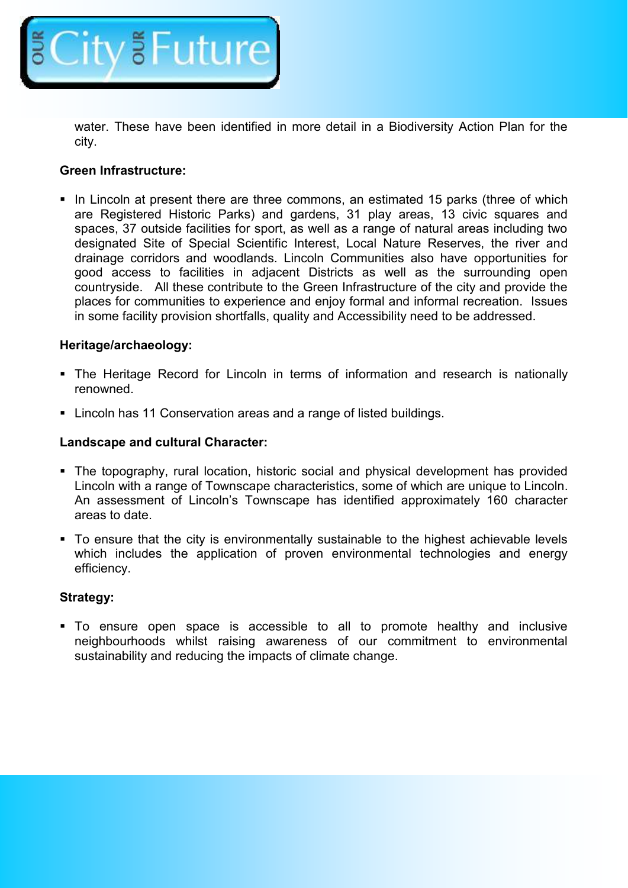water. These have been identified in more detail in a Biodiversity Action Plan for the city.

**Green Infrastructure:**

- In Lincoln at present there are three commons, an estimated 15 parks (three of which are Registered Historic Parks) and gardens, 31 play areas, 13 civic squares and spaces, 37 outside facilities for sport, as well as a range of natural areas including two designated Site of Special Scientific Interest, Local Nature Reserves, the river and drainage corridors and woodlands. Lincoln Communities also have opportunities for good access to facilities in adjacent Districts as well as the surrounding open countryside. All these contribute to the Green Infrastructure of the city and provide the places for communities to experience and enjoy formal and informal recreation. Issues in some facility provision shortfalls, quality and Accessibility need to be addressed.

**Heritage/archaeology:**

- The Heritage Record for Lincoln in terms of information and research is nationally renowned.
- Lincoln has 11 Conservation areas and a range of listed buildings.

**Landscape and cultural Character:**

- The topography, rural location, historic social and physical development has provided Lincoln with a range of Townscape characteristics, some of which are unique to Lincoln. An assessment of Lincoln's Townscape has identified approximately 160 character areas to date.
- To ensure that the city is environmentally sustainable to the highest achievable levels which includes the application of proven environmental technologies and energy efficiency.

**Strategy:**

- To ensure open space is accessible to all to promote healthy and inclusive neighbourhoods whilst raising awareness of our commitment to environmental sustainability and reducing the impacts of climate change.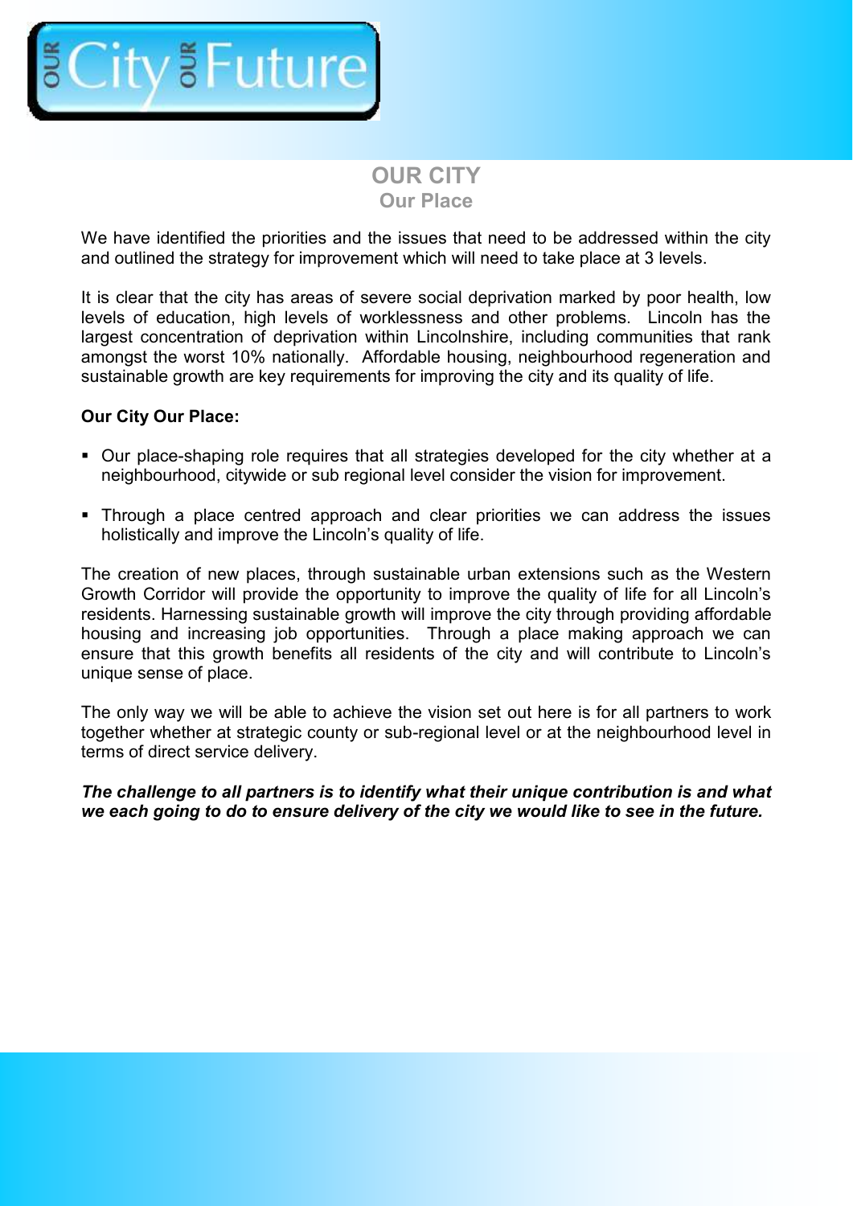# OUR CITY

## Our Place

We have identified the priorities and the issues that need to be addressed within the city and outlined the strategy for improvement which will need to take place at 3 levels.

It is clear that the city has areas of severe social deprivation marked by poor health, low levels of education, high levels of worklessness and other problems. Lincoln has the largest concentration of deprivation within Lincolnshire, including communities that rank amongst the worst 10% nationally. Affordable housing, neighbourhood regeneration and sustainable growth are key requirements for improving the city and its quality of life.

**Our City Our Place:**

- Our place-shaping role requires that all strategies developed for the city whether at a neighbourhood, citywide or sub regional level consider the vision for improvement.
- Through a place centred approach and clear priorities we can address the issues holistically and improve the Lincoln's quality of life.

The creation of new places, through sustainable urban extensions such as the Western Growth Corridor will provide the opportunity to improve the quality of life for all Lincoln's residents. Harnessing sustainable growth will improve the city through providing affordable housing and increasing job opportunities. Through a place making approach we can ensure that this growth benefits all residents of the city and will contribute to Lincoln's unique sense of place.

The only way we will be able to achieve the vision set out here is for all partners to work together whether at strategic county or sub-regional level or at the neighbourhood level in terms of direct service delivery.

***The challenge to all partners is to identify what their unique contribution is and what we each going to do to ensure delivery of the city we would like to see in the future.***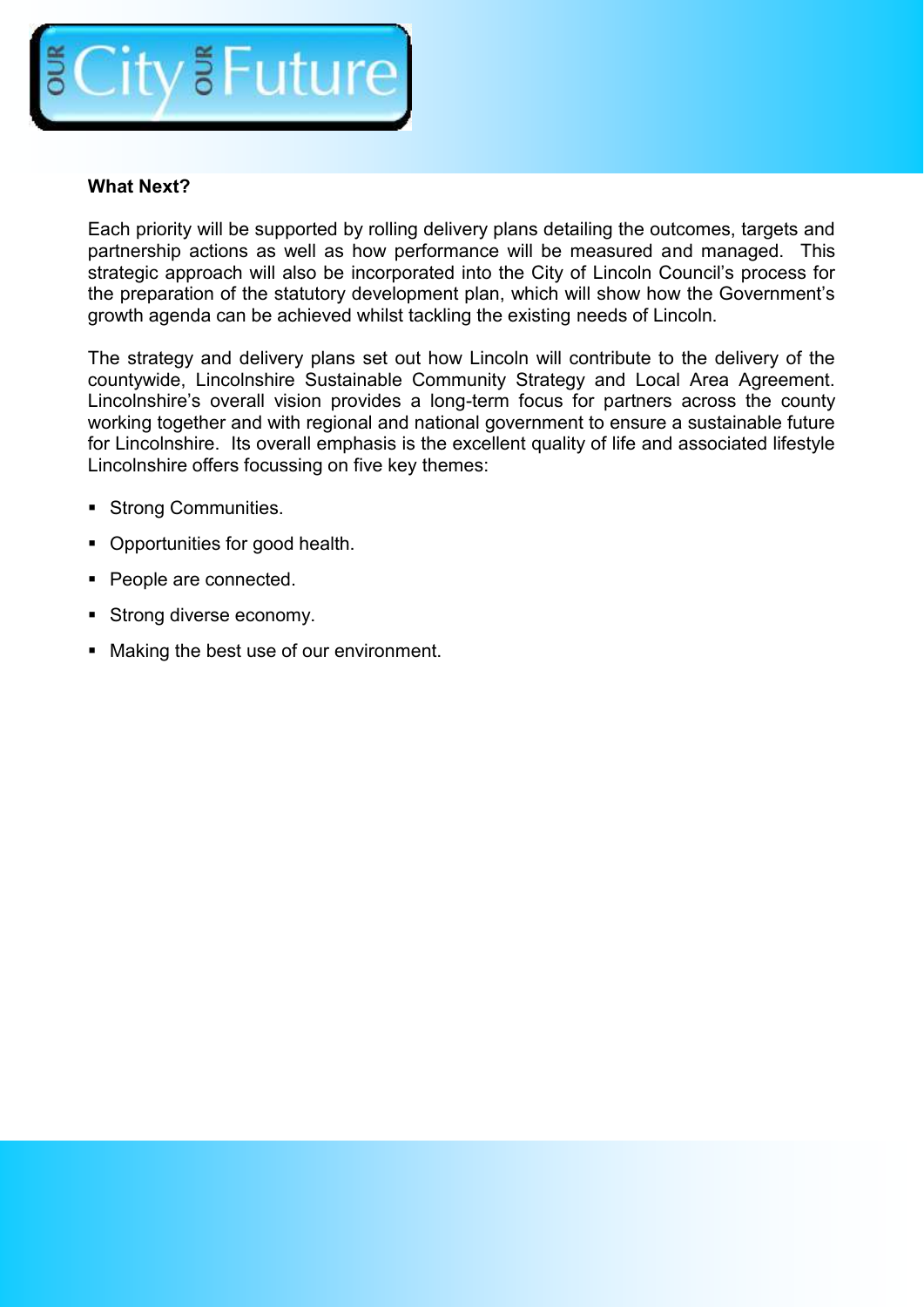**What Next?**

Each priority will be supported by rolling delivery plans detailing the outcomes, targets and partnership actions as well as how performance will be measured and managed. This strategic approach will also be incorporated into the City of Lincoln Council's process for the preparation of the statutory development plan, which will show how the Government's growth agenda can be achieved whilst tackling the existing needs of Lincoln.

The strategy and delivery plans set out how Lincoln will contribute to the delivery of the countywide, Lincolnshire Sustainable Community Strategy and Local Area Agreement. Lincolnshire's overall vision provides a long-term focus for partners across the county working together and with regional and national government to ensure a sustainable future for Lincolnshire. Its overall emphasis is the excellent quality of life and associated lifestyle Lincolnshire offers focussing on five key themes:

- Strong Communities.
- Opportunities for good health.
- People are connected.
- Strong diverse economy.
- Making the best use of our environment.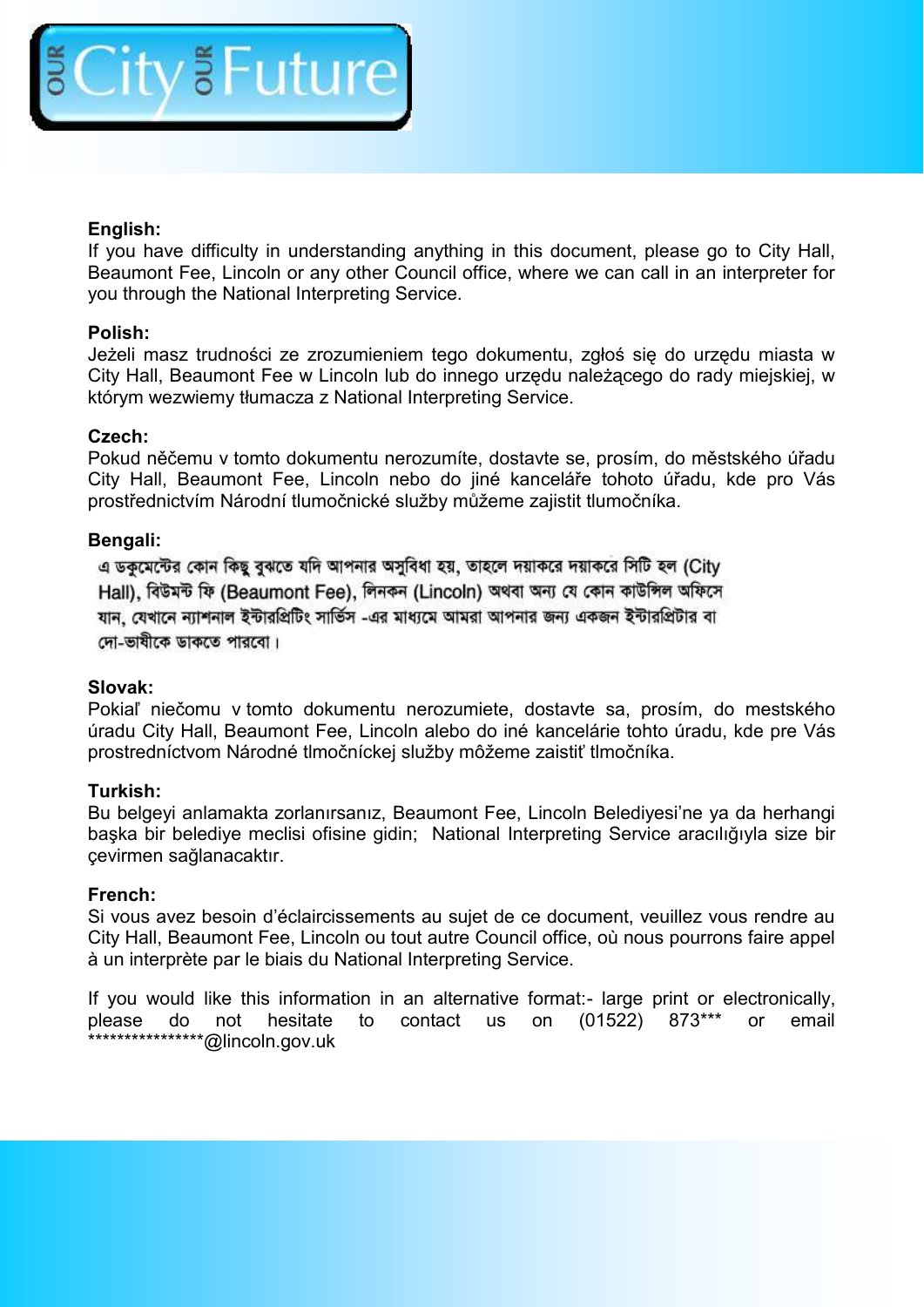OUR City OUR Future

**English:**
If you have difficulty in understanding anything in this document, please go to City Hall, Beaumont Fee, Lincoln or any other Council office, where we can call in an interpreter for you through the National Interpreting Service.

**Polish:**
Jeżeli masz trudności ze zrozumieniem tego dokumentu, zgłoś się do urzędu miasta w City Hall, Beaumont Fee w Lincoln lub do innego urzędu należącego do rady miejskiej, w którym wezwiemy tłumacza z National Interpreting Service.

**Czech:**
Pokud něčemu v tomto dokumentu nerozumíte, dostavte se, prosím, do městského úřadu City Hall, Beaumont Fee, Lincoln nebo do jiné kanceláře tohoto úřadu, kde pro Vás prostřednictvím Národní tlumočnické služby můžeme zajistit tlumočníka.

**Bengali:**
এ ডকুমেন্টের কোন কিছু বুঝতে যদি আপনার অসুবিধা হয়, তাহলে দয়াকরে দয়াকরে সিটি হল (City Hall), বিউমন্ট ফি (Beaumont Fee), লিনকন (Lincoln) অথবা অন্য যে কোন কাউন্সিল অফিসে যান, যেখানে ন্যাশনাল ইন্টারপ্রিটিং সার্ভিস -এর মাধ্যমে আমরা আপনার জন্য একজন ইন্টারপ্রিটার বা দো-ভাষীকে ডাকতে পারবো।

**Slovak:**
Pokiaľ niečomu v tomto dokumentu nerozumiete, dostavte sa, prosím, do mestského úradu City Hall, Beaumont Fee, Lincoln alebo do iné kancelárie tohto úradu, kde pre Vás prostredníctvom Národné tlmočníckej služby môžeme zaistiť tlmočníka.

**Turkish:**
Bu belgeyi anlamakta zorlanırsanız, Beaumont Fee, Lincoln Belediyesi'ne ya da herhangi başka bir belediye meclisi ofisine gidin; National Interpreting Service aracılığıyla size bir çevirmen sağlanacaktır.

**French:**
Si vous avez besoin d'éclaircissements au sujet de ce document, veuillez vous rendre au City Hall, Beaumont Fee, Lincoln ou tout autre Council office, où nous pourrons faire appel à un interprète par le biais du National Interpreting Service.

If you would like this information in an alternative format:- large print or electronically, please do not hesitate to contact us on (01522) 873*** or email ****************@lincoln.gov.uk